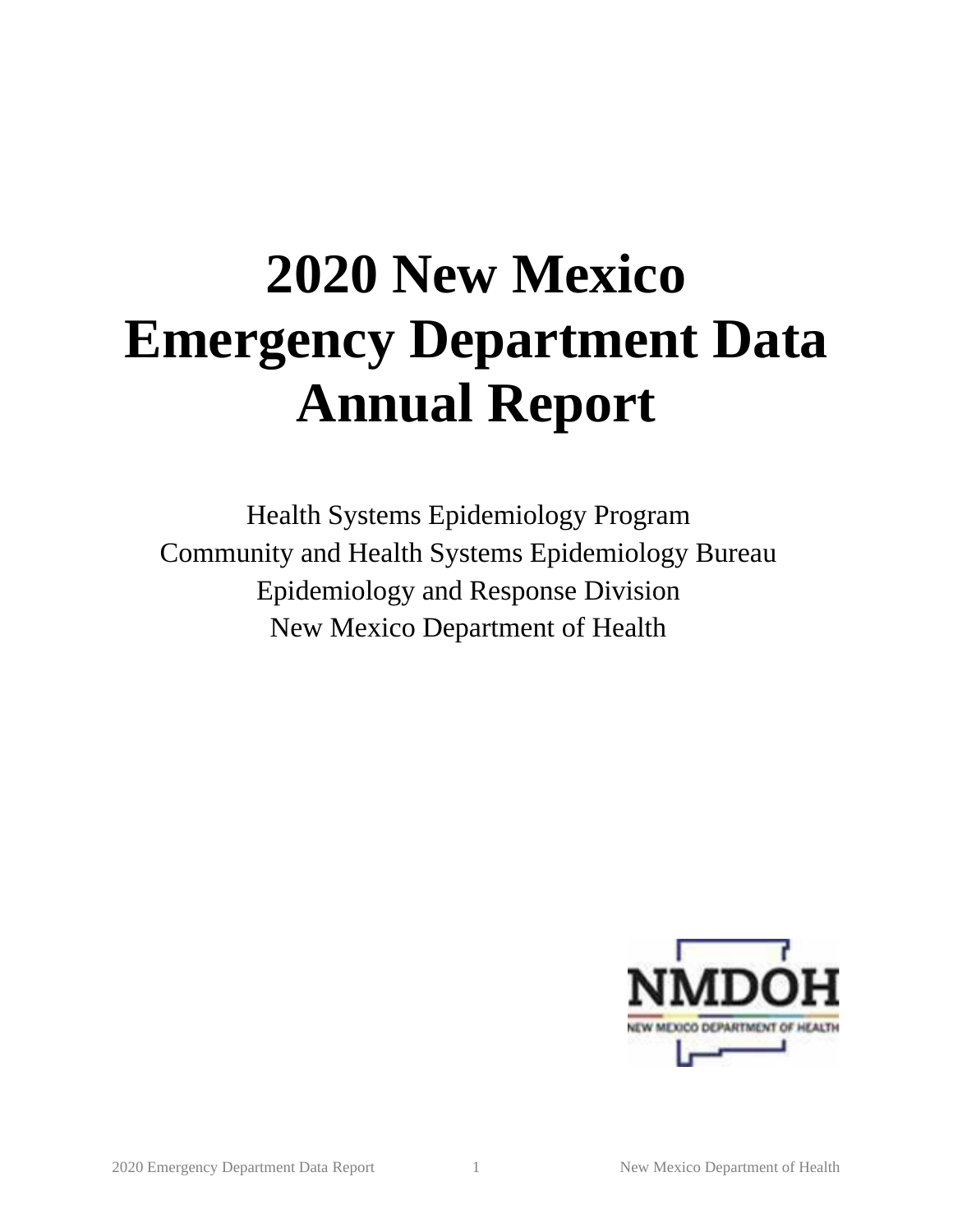# 2020 New Mexico Emergency Department Data Annual Report

Health Systems Epidemiology Program
Community and Health Systems Epidemiology Bureau
Epidemiology and Response Division
New Mexico Department of Health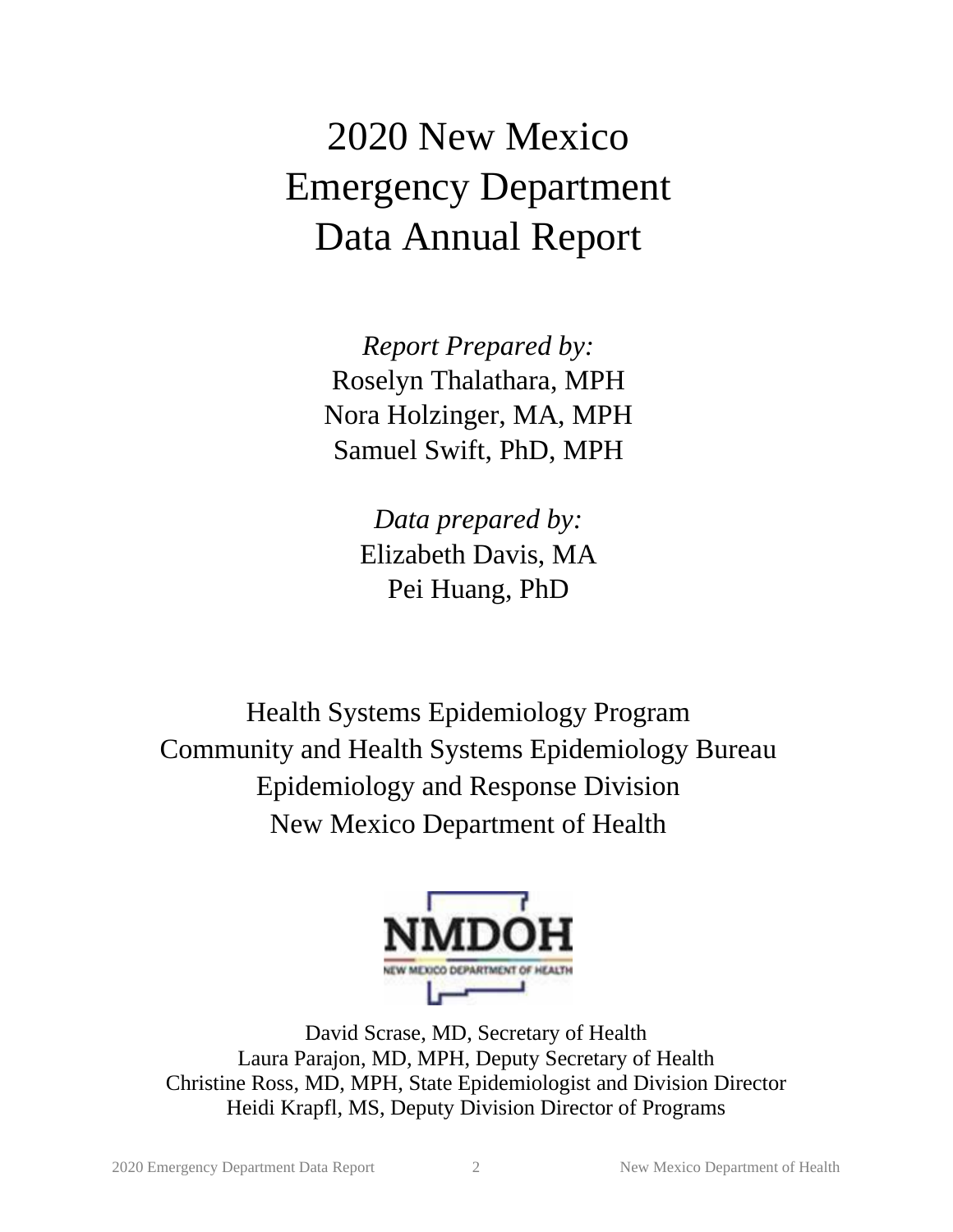# 2020 New Mexico Emergency Department Data Annual Report

*Report Prepared by:*
Roselyn Thalathara, MPH
Nora Holzinger, MA, MPH
Samuel Swift, PhD, MPH

*Data prepared by:*
Elizabeth Davis, MA
Pei Huang, PhD

Health Systems Epidemiology Program
Community and Health Systems Epidemiology Bureau
Epidemiology and Response Division
New Mexico Department of Health

David Scrase, MD, Secretary of Health
Laura Parajon, MD, MPH, Deputy Secretary of Health
Christine Ross, MD, MPH, State Epidemiologist and Division Director
Heidi Krapfl, MS, Deputy Division Director of Programs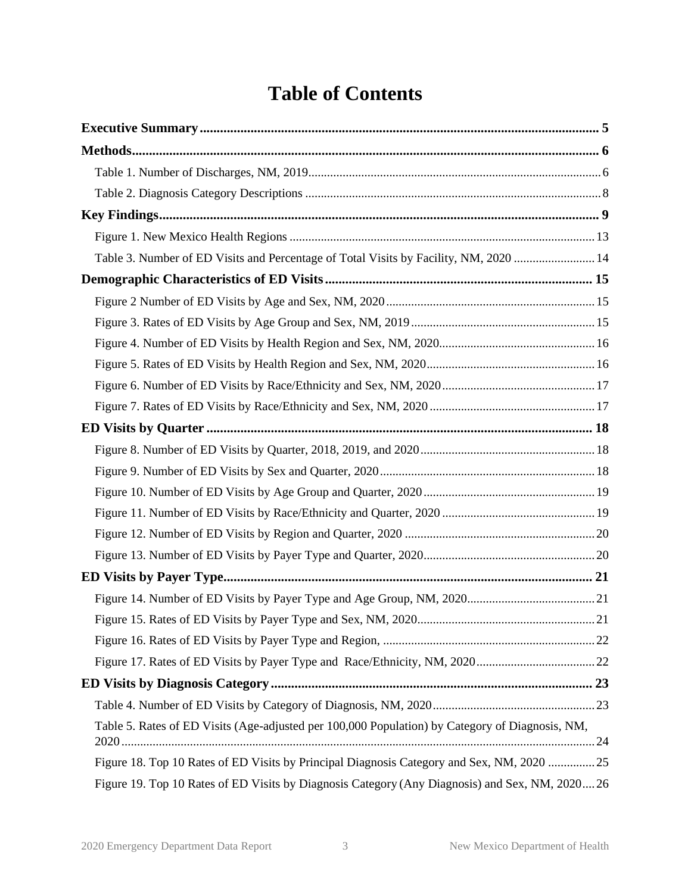# Table of Contents

**Executive Summary** ..... **5**

**Methods** ..... **6**

- Table 1. Number of Discharges, NM, 2019 ..... 6
- Table 2. Diagnosis Category Descriptions ..... 8

**Key Findings** ..... **9**

- Figure 1. New Mexico Health Regions ..... 13
- Table 3. Number of ED Visits and Percentage of Total Visits by Facility, NM, 2020 ..... 14

**Demographic Characteristics of ED Visits** ..... **15**

- Figure 2 Number of ED Visits by Age and Sex, NM, 2020 ..... 15
- Figure 3. Rates of ED Visits by Age Group and Sex, NM, 2019 ..... 15
- Figure 4. Number of ED Visits by Health Region and Sex, NM, 2020 ..... 16
- Figure 5. Rates of ED Visits by Health Region and Sex, NM, 2020 ..... 16
- Figure 6. Number of ED Visits by Race/Ethnicity and Sex, NM, 2020 ..... 17
- Figure 7. Rates of ED Visits by Race/Ethnicity and Sex, NM, 2020 ..... 17

**ED Visits by Quarter** ..... **18**

- Figure 8. Number of ED Visits by Quarter, 2018, 2019, and 2020 ..... 18
- Figure 9. Number of ED Visits by Sex and Quarter, 2020 ..... 18
- Figure 10. Number of ED Visits by Age Group and Quarter, 2020 ..... 19
- Figure 11. Number of ED Visits by Race/Ethnicity and Quarter, 2020 ..... 19
- Figure 12. Number of ED Visits by Region and Quarter, 2020 ..... 20
- Figure 13. Number of ED Visits by Payer Type and Quarter, 2020 ..... 20

**ED Visits by Payer Type** ..... **21**

- Figure 14. Number of ED Visits by Payer Type and Age Group, NM, 2020 ..... 21
- Figure 15. Rates of ED Visits by Payer Type and Sex, NM, 2020 ..... 21
- Figure 16. Rates of ED Visits by Payer Type and Region, ..... 22
- Figure 17. Rates of ED Visits by Payer Type and Race/Ethnicity, NM, 2020 ..... 22

**ED Visits by Diagnosis Category** ..... **23**

- Table 4. Number of ED Visits by Category of Diagnosis, NM, 2020 ..... 23
- Table 5. Rates of ED Visits (Age-adjusted per 100,000 Population) by Category of Diagnosis, NM, 2020 ..... 24
- Figure 18. Top 10 Rates of ED Visits by Principal Diagnosis Category and Sex, NM, 2020 ..... 25
- Figure 19. Top 10 Rates of ED Visits by Diagnosis Category (Any Diagnosis) and Sex, NM, 2020 ..... 26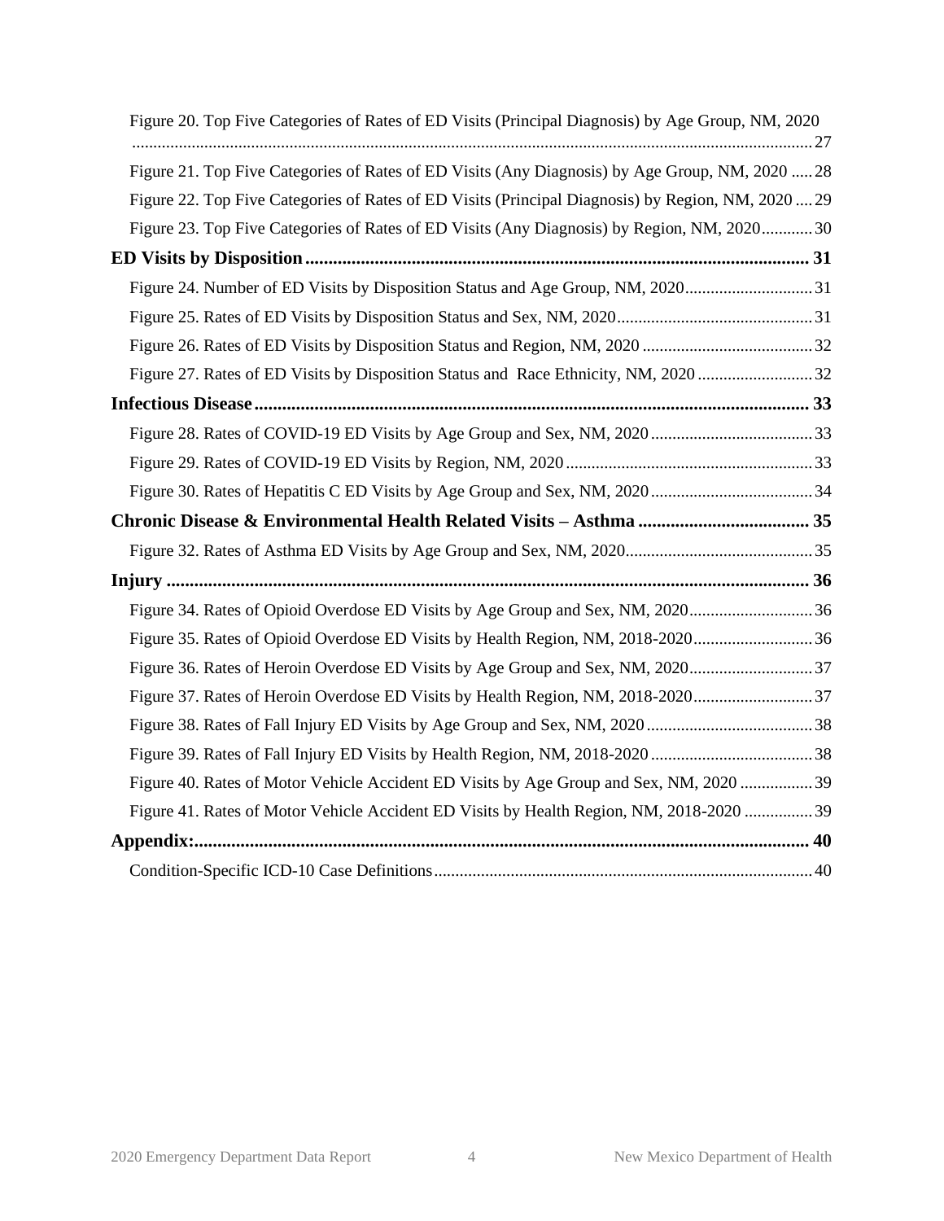Figure 20. Top Five Categories of Rates of ED Visits (Principal Diagnosis) by Age Group, NM, 2020 ....... 27

Figure 21. Top Five Categories of Rates of ED Visits (Any Diagnosis) by Age Group, NM, 2020 ..... 28

Figure 22. Top Five Categories of Rates of ED Visits (Principal Diagnosis) by Region, NM, 2020 .... 29

Figure 23. Top Five Categories of Rates of ED Visits (Any Diagnosis) by Region, NM, 2020 ........... 30

**ED Visits by Disposition ........................................................................ 31**

Figure 24. Number of ED Visits by Disposition Status and Age Group, NM, 2020 ............................ 31

Figure 25. Rates of ED Visits by Disposition Status and Sex, NM, 2020 ............................................ 31

Figure 26. Rates of ED Visits by Disposition Status and Region, NM, 2020 ....................................... 32

Figure 27. Rates of ED Visits by Disposition Status and Race Ethnicity, NM, 2020 .......................... 32

**Infectious Disease ................................................................................. 33**

Figure 28. Rates of COVID-19 ED Visits by Age Group and Sex, NM, 2020 ..................................... 33

Figure 29. Rates of COVID-19 ED Visits by Region, NM, 2020 ......................................................... 33

Figure 30. Rates of Hepatitis C ED Visits by Age Group and Sex, NM, 2020 ..................................... 34

**Chronic Disease & Environmental Health Related Visits – Asthma ........................ 35**

Figure 32. Rates of Asthma ED Visits by Age Group and Sex, NM, 2020 ........................................... 35

**Injury ................................................................................................... 36**

Figure 34. Rates of Opioid Overdose ED Visits by Age Group and Sex, NM, 2020 ............................ 36

Figure 35. Rates of Opioid Overdose ED Visits by Health Region, NM, 2018-2020 ........................... 36

Figure 36. Rates of Heroin Overdose ED Visits by Age Group and Sex, NM, 2020 ............................ 37

Figure 37. Rates of Heroin Overdose ED Visits by Health Region, NM, 2018-2020 ........................... 37

Figure 38. Rates of Fall Injury ED Visits by Age Group and Sex, NM, 2020 ...................................... 38

Figure 39. Rates of Fall Injury ED Visits by Health Region, NM, 2018-2020 ..................................... 38

Figure 40. Rates of Motor Vehicle Accident ED Visits by Age Group and Sex, NM, 2020 ................ 39

Figure 41. Rates of Motor Vehicle Accident ED Visits by Health Region, NM, 2018-2020 ............... 39

**Appendix: ............................................................................................ 40**

Condition-Specific ICD-10 Case Definitions ....................................................................................... 40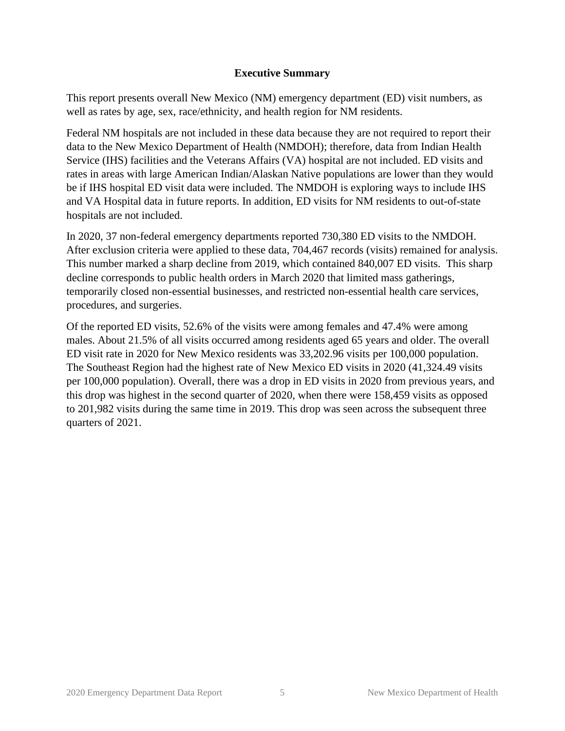# Executive Summary

This report presents overall New Mexico (NM) emergency department (ED) visit numbers, as well as rates by age, sex, race/ethnicity, and health region for NM residents.

Federal NM hospitals are not included in these data because they are not required to report their data to the New Mexico Department of Health (NMDOH); therefore, data from Indian Health Service (IHS) facilities and the Veterans Affairs (VA) hospital are not included. ED visits and rates in areas with large American Indian/Alaskan Native populations are lower than they would be if IHS hospital ED visit data were included. The NMDOH is exploring ways to include IHS and VA Hospital data in future reports. In addition, ED visits for NM residents to out-of-state hospitals are not included.

In 2020, 37 non-federal emergency departments reported 730,380 ED visits to the NMDOH. After exclusion criteria were applied to these data, 704,467 records (visits) remained for analysis. This number marked a sharp decline from 2019, which contained 840,007 ED visits. This sharp decline corresponds to public health orders in March 2020 that limited mass gatherings, temporarily closed non-essential businesses, and restricted non-essential health care services, procedures, and surgeries.

Of the reported ED visits, 52.6% of the visits were among females and 47.4% were among males. About 21.5% of all visits occurred among residents aged 65 years and older. The overall ED visit rate in 2020 for New Mexico residents was 33,202.96 visits per 100,000 population. The Southeast Region had the highest rate of New Mexico ED visits in 2020 (41,324.49 visits per 100,000 population). Overall, there was a drop in ED visits in 2020 from previous years, and this drop was highest in the second quarter of 2020, when there were 158,459 visits as opposed to 201,982 visits during the same time in 2019. This drop was seen across the subsequent three quarters of 2021.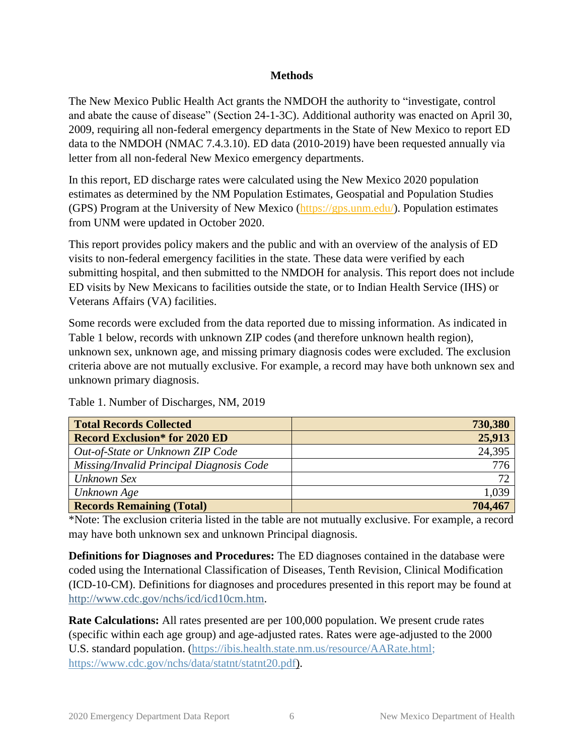# Methods

The New Mexico Public Health Act grants the NMDOH the authority to "investigate, control and abate the cause of disease" (Section 24-1-3C). Additional authority was enacted on April 30, 2009, requiring all non-federal emergency departments in the State of New Mexico to report ED data to the NMDOH (NMAC 7.4.3.10). ED data (2010-2019) have been requested annually via letter from all non-federal New Mexico emergency departments.

In this report, ED discharge rates were calculated using the New Mexico 2020 population estimates as determined by the NM Population Estimates, Geospatial and Population Studies (GPS) Program at the University of New Mexico (https://gps.unm.edu/). Population estimates from UNM were updated in October 2020.

This report provides policy makers and the public and with an overview of the analysis of ED visits to non-federal emergency facilities in the state. These data were verified by each submitting hospital, and then submitted to the NMDOH for analysis. This report does not include ED visits by New Mexicans to facilities outside the state, or to Indian Health Service (IHS) or Veterans Affairs (VA) facilities.

Some records were excluded from the data reported due to missing information. As indicated in Table 1 below, records with unknown ZIP codes (and therefore unknown health region), unknown sex, unknown age, and missing primary diagnosis codes were excluded. The exclusion criteria above are not mutually exclusive. For example, a record may have both unknown sex and unknown primary diagnosis.

Table 1. Number of Discharges, NM, 2019

| **Total Records Collected** | **730,380** |
|---|---:|
| **Record Exclusion* for 2020 ED** | **25,913** |
| *Out-of-State or Unknown ZIP Code* | 24,395 |
| *Missing/Invalid Principal Diagnosis Code* | 776 |
| *Unknown Sex* | 72 |
| *Unknown Age* | 1,039 |
| **Records Remaining (Total)** | **704,467** |

*Note: The exclusion criteria listed in the table are not mutually exclusive. For example, a record may have both unknown sex and unknown Principal diagnosis.

**Definitions for Diagnoses and Procedures:** The ED diagnoses contained in the database were coded using the International Classification of Diseases, Tenth Revision, Clinical Modification (ICD-10-CM). Definitions for diagnoses and procedures presented in this report may be found at http://www.cdc.gov/nchs/icd/icd10cm.htm.

**Rate Calculations:** All rates presented are per 100,000 population. We present crude rates (specific within each age group) and age-adjusted rates. Rates were age-adjusted to the 2000 U.S. standard population. (https://ibis.health.state.nm.us/resource/AARate.html; https://www.cdc.gov/nchs/data/statnt/statnt20.pdf).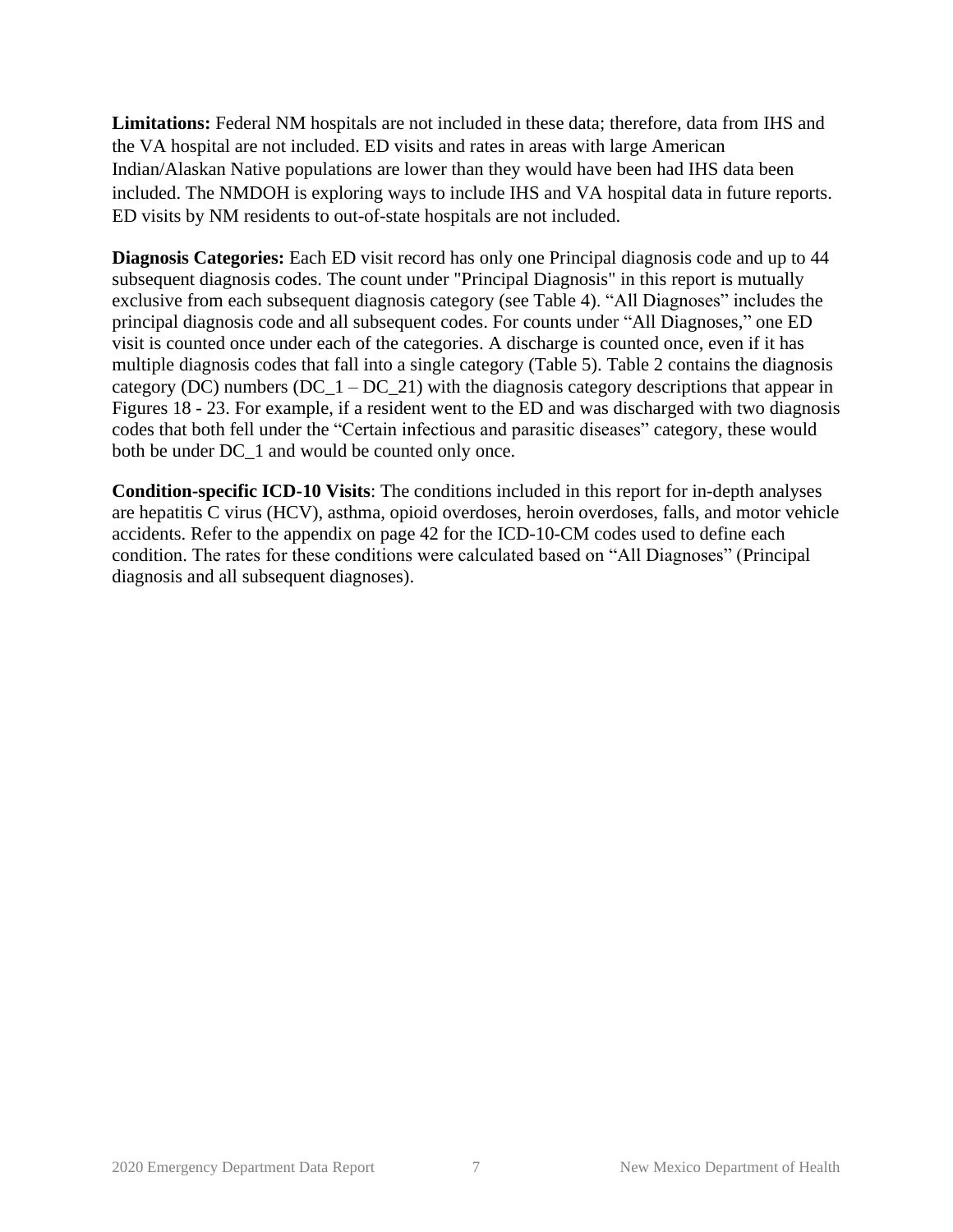**Limitations:** Federal NM hospitals are not included in these data; therefore, data from IHS and the VA hospital are not included. ED visits and rates in areas with large American Indian/Alaskan Native populations are lower than they would have been had IHS data been included. The NMDOH is exploring ways to include IHS and VA hospital data in future reports. ED visits by NM residents to out-of-state hospitals are not included.

**Diagnosis Categories:** Each ED visit record has only one Principal diagnosis code and up to 44 subsequent diagnosis codes. The count under "Principal Diagnosis" in this report is mutually exclusive from each subsequent diagnosis category (see Table 4). "All Diagnoses" includes the principal diagnosis code and all subsequent codes. For counts under "All Diagnoses," one ED visit is counted once under each of the categories. A discharge is counted once, even if it has multiple diagnosis codes that fall into a single category (Table 5). Table 2 contains the diagnosis category (DC) numbers (DC_1 – DC_21) with the diagnosis category descriptions that appear in Figures 18 - 23. For example, if a resident went to the ED and was discharged with two diagnosis codes that both fell under the "Certain infectious and parasitic diseases" category, these would both be under DC_1 and would be counted only once.

**Condition-specific ICD-10 Visits**: The conditions included in this report for in-depth analyses are hepatitis C virus (HCV), asthma, opioid overdoses, heroin overdoses, falls, and motor vehicle accidents. Refer to the appendix on page 42 for the ICD-10-CM codes used to define each condition. The rates for these conditions were calculated based on "All Diagnoses" (Principal diagnosis and all subsequent diagnoses).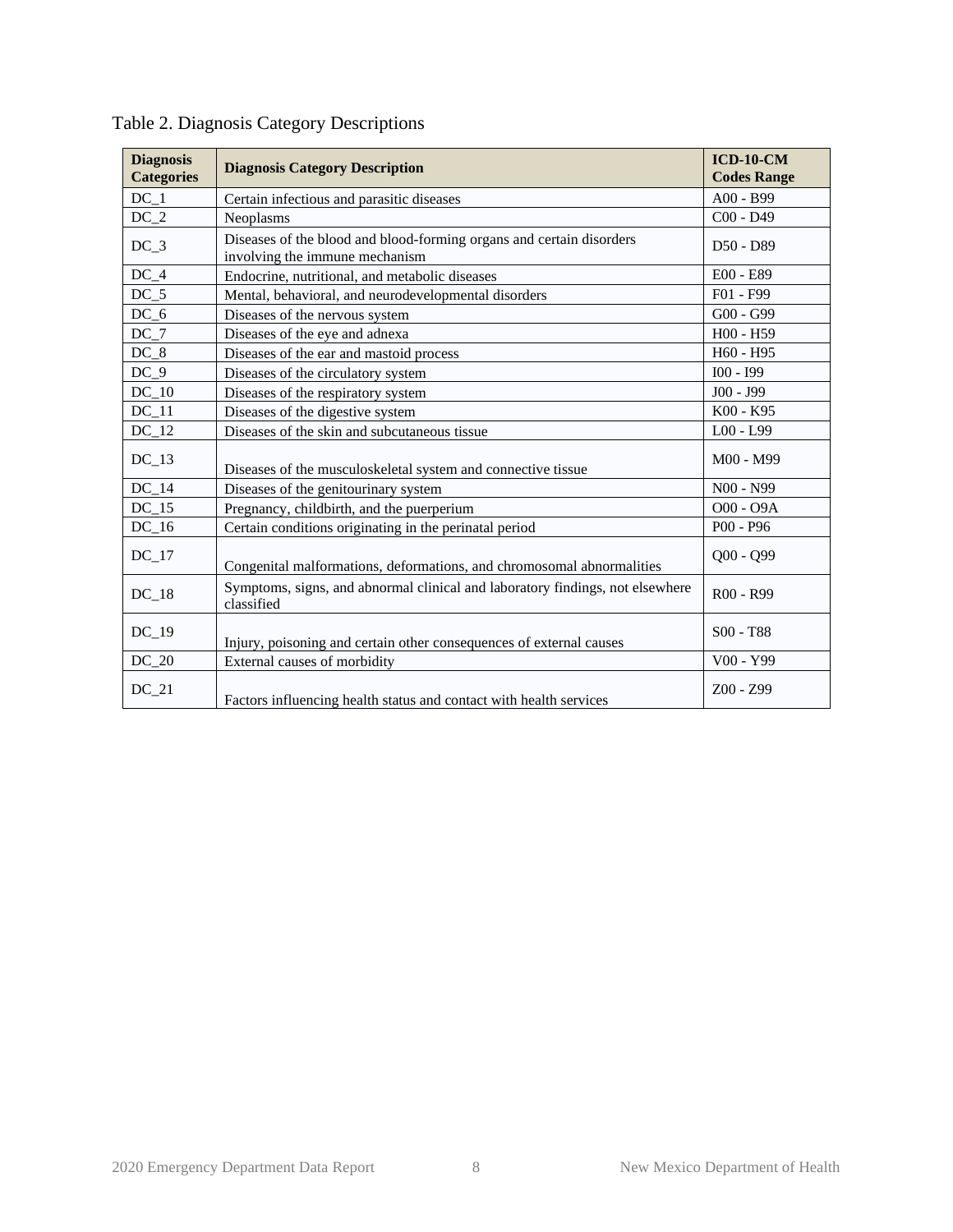Table 2. Diagnosis Category Descriptions

| Diagnosis Categories | Diagnosis Category Description | ICD-10-CM Codes Range |
|---|---|---|
| DC_1 | Certain infectious and parasitic diseases | A00 - B99 |
| DC_2 | Neoplasms | C00 - D49 |
| DC_3 | Diseases of the blood and blood-forming organs and certain disorders involving the immune mechanism | D50 - D89 |
| DC_4 | Endocrine, nutritional, and metabolic diseases | E00 - E89 |
| DC_5 | Mental, behavioral, and neurodevelopmental disorders | F01 - F99 |
| DC_6 | Diseases of the nervous system | G00 - G99 |
| DC_7 | Diseases of the eye and adnexa | H00 - H59 |
| DC_8 | Diseases of the ear and mastoid process | H60 - H95 |
| DC_9 | Diseases of the circulatory system | I00 - I99 |
| DC_10 | Diseases of the respiratory system | J00 - J99 |
| DC_11 | Diseases of the digestive system | K00 - K95 |
| DC_12 | Diseases of the skin and subcutaneous tissue | L00 - L99 |
| DC_13 | Diseases of the musculoskeletal system and connective tissue | M00 - M99 |
| DC_14 | Diseases of the genitourinary system | N00 - N99 |
| DC_15 | Pregnancy, childbirth, and the puerperium | O00 - O9A |
| DC_16 | Certain conditions originating in the perinatal period | P00 - P96 |
| DC_17 | Congenital malformations, deformations, and chromosomal abnormalities | Q00 - Q99 |
| DC_18 | Symptoms, signs, and abnormal clinical and laboratory findings, not elsewhere classified | R00 - R99 |
| DC_19 | Injury, poisoning and certain other consequences of external causes | S00 - T88 |
| DC_20 | External causes of morbidity | V00 - Y99 |
| DC_21 | Factors influencing health status and contact with health services | Z00 - Z99 |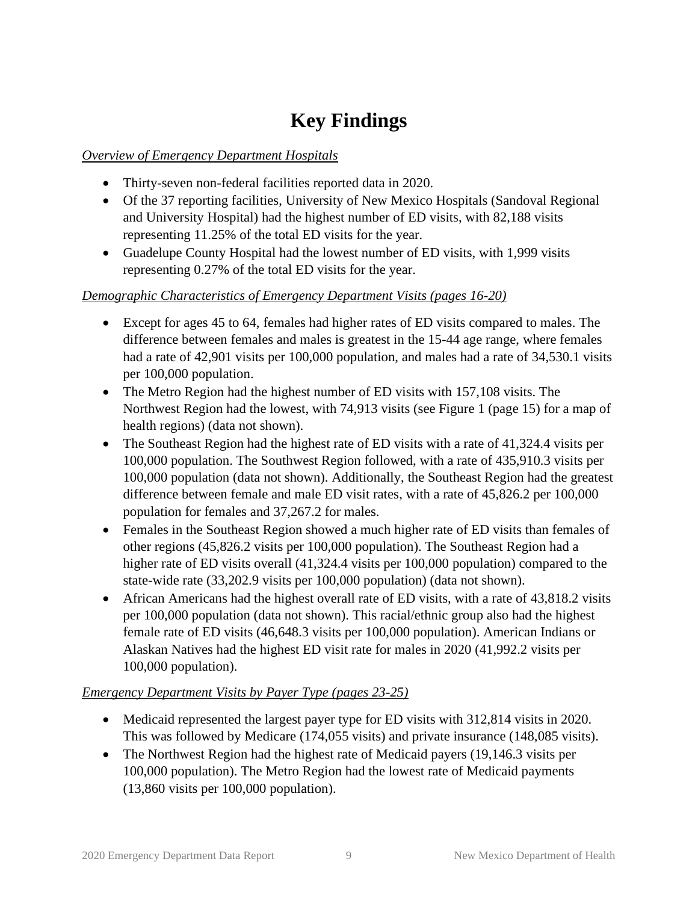# Key Findings

*Overview of Emergency Department Hospitals*

- Thirty-seven non-federal facilities reported data in 2020.
- Of the 37 reporting facilities, University of New Mexico Hospitals (Sandoval Regional and University Hospital) had the highest number of ED visits, with 82,188 visits representing 11.25% of the total ED visits for the year.
- Guadelupe County Hospital had the lowest number of ED visits, with 1,999 visits representing 0.27% of the total ED visits for the year.

*Demographic Characteristics of Emergency Department Visits (pages 16-20)*

- Except for ages 45 to 64, females had higher rates of ED visits compared to males. The difference between females and males is greatest in the 15-44 age range, where females had a rate of 42,901 visits per 100,000 population, and males had a rate of 34,530.1 visits per 100,000 population.
- The Metro Region had the highest number of ED visits with 157,108 visits. The Northwest Region had the lowest, with 74,913 visits (see Figure 1 (page 15) for a map of health regions) (data not shown).
- The Southeast Region had the highest rate of ED visits with a rate of 41,324.4 visits per 100,000 population. The Southwest Region followed, with a rate of 435,910.3 visits per 100,000 population (data not shown). Additionally, the Southeast Region had the greatest difference between female and male ED visit rates, with a rate of 45,826.2 per 100,000 population for females and 37,267.2 for males.
- Females in the Southeast Region showed a much higher rate of ED visits than females of other regions (45,826.2 visits per 100,000 population). The Southeast Region had a higher rate of ED visits overall (41,324.4 visits per 100,000 population) compared to the state-wide rate (33,202.9 visits per 100,000 population) (data not shown).
- African Americans had the highest overall rate of ED visits, with a rate of 43,818.2 visits per 100,000 population (data not shown). This racial/ethnic group also had the highest female rate of ED visits (46,648.3 visits per 100,000 population). American Indians or Alaskan Natives had the highest ED visit rate for males in 2020 (41,992.2 visits per 100,000 population).

*Emergency Department Visits by Payer Type (pages 23-25)*

- Medicaid represented the largest payer type for ED visits with 312,814 visits in 2020. This was followed by Medicare (174,055 visits) and private insurance (148,085 visits).
- The Northwest Region had the highest rate of Medicaid payers (19,146.3 visits per 100,000 population). The Metro Region had the lowest rate of Medicaid payments (13,860 visits per 100,000 population).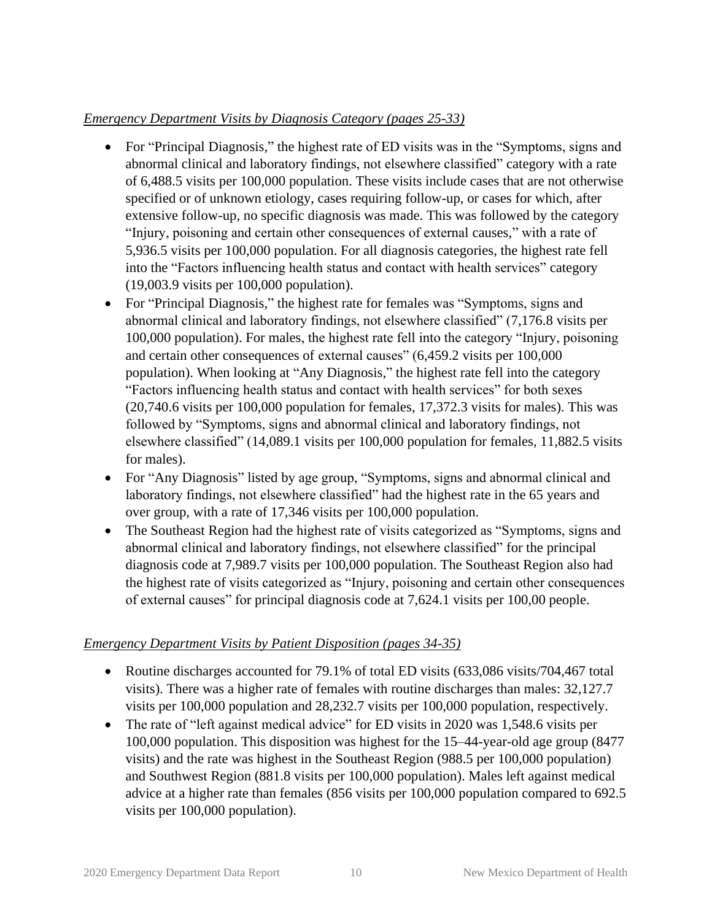*Emergency Department Visits by Diagnosis Category (pages 25-33)*

- For "Principal Diagnosis," the highest rate of ED visits was in the "Symptoms, signs and abnormal clinical and laboratory findings, not elsewhere classified" category with a rate of 6,488.5 visits per 100,000 population. These visits include cases that are not otherwise specified or of unknown etiology, cases requiring follow-up, or cases for which, after extensive follow-up, no specific diagnosis was made. This was followed by the category "Injury, poisoning and certain other consequences of external causes," with a rate of 5,936.5 visits per 100,000 population. For all diagnosis categories, the highest rate fell into the "Factors influencing health status and contact with health services" category (19,003.9 visits per 100,000 population).
- For "Principal Diagnosis," the highest rate for females was "Symptoms, signs and abnormal clinical and laboratory findings, not elsewhere classified" (7,176.8 visits per 100,000 population). For males, the highest rate fell into the category "Injury, poisoning and certain other consequences of external causes" (6,459.2 visits per 100,000 population). When looking at "Any Diagnosis," the highest rate fell into the category "Factors influencing health status and contact with health services" for both sexes (20,740.6 visits per 100,000 population for females, 17,372.3 visits for males). This was followed by "Symptoms, signs and abnormal clinical and laboratory findings, not elsewhere classified" (14,089.1 visits per 100,000 population for females, 11,882.5 visits for males).
- For "Any Diagnosis" listed by age group, "Symptoms, signs and abnormal clinical and laboratory findings, not elsewhere classified" had the highest rate in the 65 years and over group, with a rate of 17,346 visits per 100,000 population.
- The Southeast Region had the highest rate of visits categorized as "Symptoms, signs and abnormal clinical and laboratory findings, not elsewhere classified" for the principal diagnosis code at 7,989.7 visits per 100,000 population. The Southeast Region also had the highest rate of visits categorized as "Injury, poisoning and certain other consequences of external causes" for principal diagnosis code at 7,624.1 visits per 100,00 people.

*Emergency Department Visits by Patient Disposition (pages 34-35)*

- Routine discharges accounted for 79.1% of total ED visits (633,086 visits/704,467 total visits). There was a higher rate of females with routine discharges than males: 32,127.7 visits per 100,000 population and 28,232.7 visits per 100,000 population, respectively.
- The rate of "left against medical advice" for ED visits in 2020 was 1,548.6 visits per 100,000 population. This disposition was highest for the 15–44-year-old age group (8477 visits) and the rate was highest in the Southeast Region (988.5 per 100,000 population) and Southwest Region (881.8 visits per 100,000 population). Males left against medical advice at a higher rate than females (856 visits per 100,000 population compared to 692.5 visits per 100,000 population).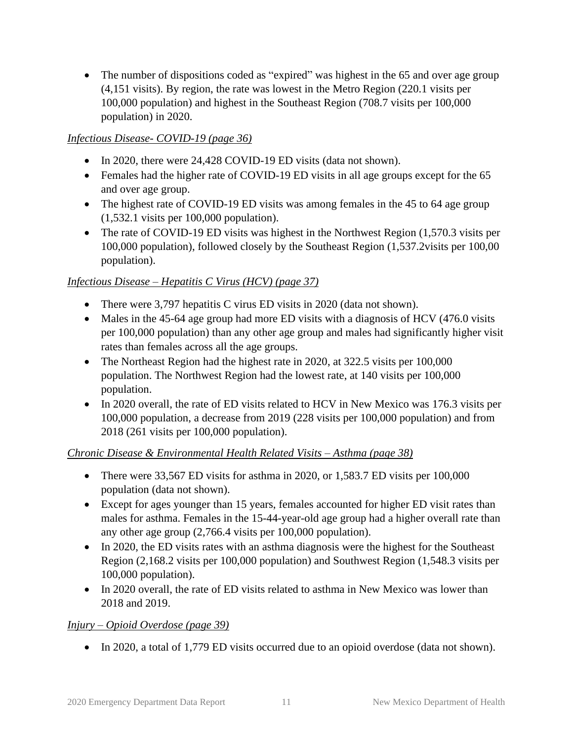- The number of dispositions coded as "expired" was highest in the 65 and over age group (4,151 visits). By region, the rate was lowest in the Metro Region (220.1 visits per 100,000 population) and highest in the Southeast Region (708.7 visits per 100,000 population) in 2020.

*Infectious Disease- COVID-19 (page 36)*

- In 2020, there were 24,428 COVID-19 ED visits (data not shown).
- Females had the higher rate of COVID-19 ED visits in all age groups except for the 65 and over age group.
- The highest rate of COVID-19 ED visits was among females in the 45 to 64 age group (1,532.1 visits per 100,000 population).
- The rate of COVID-19 ED visits was highest in the Northwest Region (1,570.3 visits per 100,000 population), followed closely by the Southeast Region (1,537.2visits per 100,00 population).

*Infectious Disease – Hepatitis C Virus (HCV) (page 37)*

- There were 3,797 hepatitis C virus ED visits in 2020 (data not shown).
- Males in the 45-64 age group had more ED visits with a diagnosis of HCV (476.0 visits per 100,000 population) than any other age group and males had significantly higher visit rates than females across all the age groups.
- The Northeast Region had the highest rate in 2020, at 322.5 visits per 100,000 population. The Northwest Region had the lowest rate, at 140 visits per 100,000 population.
- In 2020 overall, the rate of ED visits related to HCV in New Mexico was 176.3 visits per 100,000 population, a decrease from 2019 (228 visits per 100,000 population) and from 2018 (261 visits per 100,000 population).

*Chronic Disease & Environmental Health Related Visits – Asthma (page 38)*

- There were 33,567 ED visits for asthma in 2020, or 1,583.7 ED visits per 100,000 population (data not shown).
- Except for ages younger than 15 years, females accounted for higher ED visit rates than males for asthma. Females in the 15-44-year-old age group had a higher overall rate than any other age group (2,766.4 visits per 100,000 population).
- In 2020, the ED visits rates with an asthma diagnosis were the highest for the Southeast Region (2,168.2 visits per 100,000 population) and Southwest Region (1,548.3 visits per 100,000 population).
- In 2020 overall, the rate of ED visits related to asthma in New Mexico was lower than 2018 and 2019.

*Injury – Opioid Overdose (page 39)*

- In 2020, a total of 1,779 ED visits occurred due to an opioid overdose (data not shown).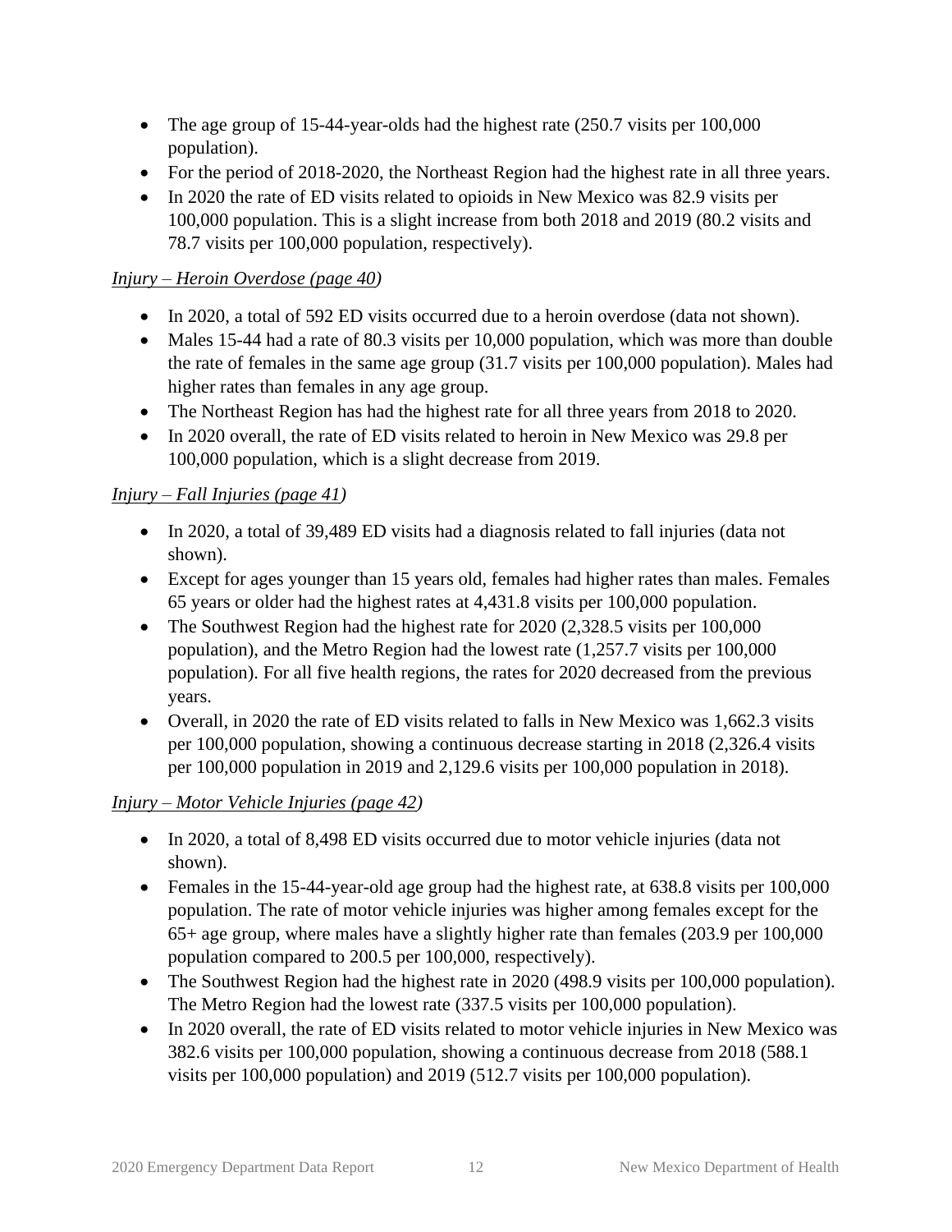- The age group of 15-44-year-olds had the highest rate (250.7 visits per 100,000 population).
- For the period of 2018-2020, the Northeast Region had the highest rate in all three years.
- In 2020 the rate of ED visits related to opioids in New Mexico was 82.9 visits per 100,000 population. This is a slight increase from both 2018 and 2019 (80.2 visits and 78.7 visits per 100,000 population, respectively).

*Injury – Heroin Overdose (page 40)*

- In 2020, a total of 592 ED visits occurred due to a heroin overdose (data not shown).
- Males 15-44 had a rate of 80.3 visits per 10,000 population, which was more than double the rate of females in the same age group (31.7 visits per 100,000 population). Males had higher rates than females in any age group.
- The Northeast Region has had the highest rate for all three years from 2018 to 2020.
- In 2020 overall, the rate of ED visits related to heroin in New Mexico was 29.8 per 100,000 population, which is a slight decrease from 2019.

*Injury – Fall Injuries (page 41)*

- In 2020, a total of 39,489 ED visits had a diagnosis related to fall injuries (data not shown).
- Except for ages younger than 15 years old, females had higher rates than males. Females 65 years or older had the highest rates at 4,431.8 visits per 100,000 population.
- The Southwest Region had the highest rate for 2020 (2,328.5 visits per 100,000 population), and the Metro Region had the lowest rate (1,257.7 visits per 100,000 population). For all five health regions, the rates for 2020 decreased from the previous years.
- Overall, in 2020 the rate of ED visits related to falls in New Mexico was 1,662.3 visits per 100,000 population, showing a continuous decrease starting in 2018 (2,326.4 visits per 100,000 population in 2019 and 2,129.6 visits per 100,000 population in 2018).

*Injury – Motor Vehicle Injuries (page 42)*

- In 2020, a total of 8,498 ED visits occurred due to motor vehicle injuries (data not shown).
- Females in the 15-44-year-old age group had the highest rate, at 638.8 visits per 100,000 population. The rate of motor vehicle injuries was higher among females except for the 65+ age group, where males have a slightly higher rate than females (203.9 per 100,000 population compared to 200.5 per 100,000, respectively).
- The Southwest Region had the highest rate in 2020 (498.9 visits per 100,000 population). The Metro Region had the lowest rate (337.5 visits per 100,000 population).
- In 2020 overall, the rate of ED visits related to motor vehicle injuries in New Mexico was 382.6 visits per 100,000 population, showing a continuous decrease from 2018 (588.1 visits per 100,000 population) and 2019 (512.7 visits per 100,000 population).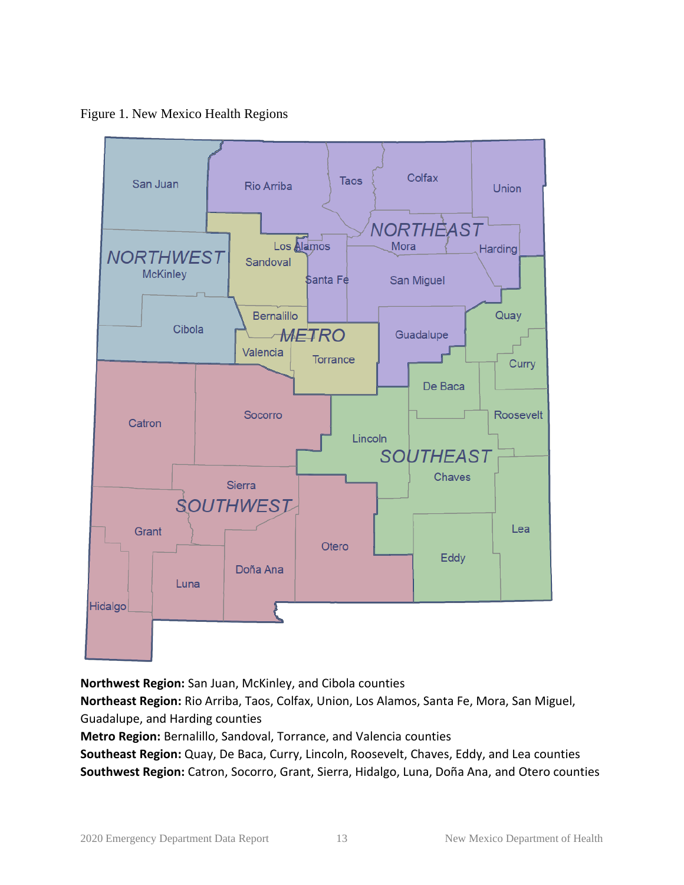Figure 1. New Mexico Health Regions

**Northwest Region:** San Juan, McKinley, and Cibola counties
**Northeast Region:** Rio Arriba, Taos, Colfax, Union, Los Alamos, Santa Fe, Mora, San Miguel, Guadalupe, and Harding counties
**Metro Region:** Bernalillo, Sandoval, Torrance, and Valencia counties
**Southeast Region:** Quay, De Baca, Curry, Lincoln, Roosevelt, Chaves, Eddy, and Lea counties
**Southwest Region:** Catron, Socorro, Grant, Sierra, Hidalgo, Luna, Doña Ana, and Otero counties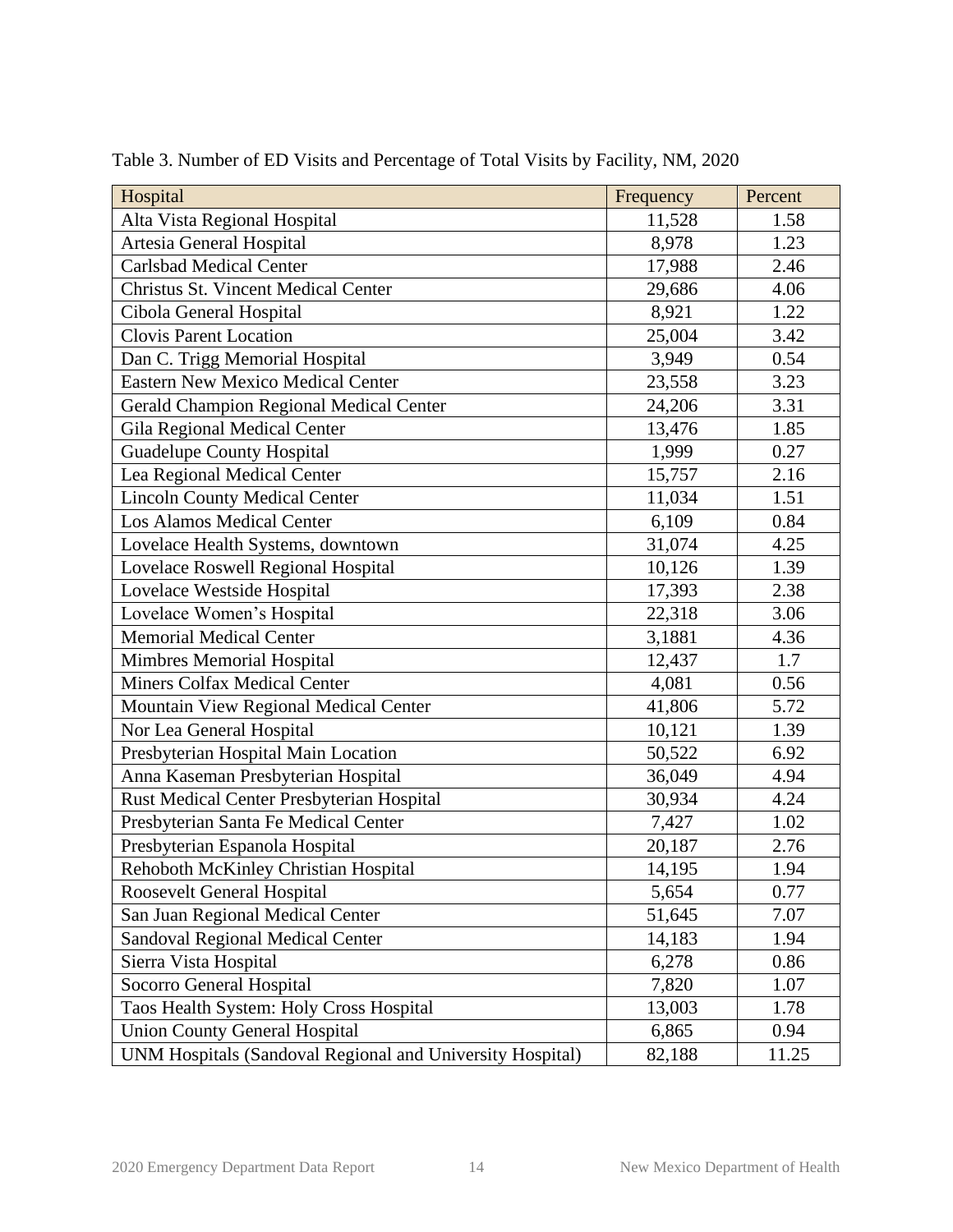Table 3. Number of ED Visits and Percentage of Total Visits by Facility, NM, 2020

| Hospital | Frequency | Percent |
|---|---|---|
| Alta Vista Regional Hospital | 11,528 | 1.58 |
| Artesia General Hospital | 8,978 | 1.23 |
| Carlsbad Medical Center | 17,988 | 2.46 |
| Christus St. Vincent Medical Center | 29,686 | 4.06 |
| Cibola General Hospital | 8,921 | 1.22 |
| Clovis Parent Location | 25,004 | 3.42 |
| Dan C. Trigg Memorial Hospital | 3,949 | 0.54 |
| Eastern New Mexico Medical Center | 23,558 | 3.23 |
| Gerald Champion Regional Medical Center | 24,206 | 3.31 |
| Gila Regional Medical Center | 13,476 | 1.85 |
| Guadelupe County Hospital | 1,999 | 0.27 |
| Lea Regional Medical Center | 15,757 | 2.16 |
| Lincoln County Medical Center | 11,034 | 1.51 |
| Los Alamos Medical Center | 6,109 | 0.84 |
| Lovelace Health Systems, downtown | 31,074 | 4.25 |
| Lovelace Roswell Regional Hospital | 10,126 | 1.39 |
| Lovelace Westside Hospital | 17,393 | 2.38 |
| Lovelace Women's Hospital | 22,318 | 3.06 |
| Memorial Medical Center | 3,1881 | 4.36 |
| Mimbres Memorial Hospital | 12,437 | 1.7 |
| Miners Colfax Medical Center | 4,081 | 0.56 |
| Mountain View Regional Medical Center | 41,806 | 5.72 |
| Nor Lea General Hospital | 10,121 | 1.39 |
| Presbyterian Hospital Main Location | 50,522 | 6.92 |
| Anna Kaseman Presbyterian Hospital | 36,049 | 4.94 |
| Rust Medical Center Presbyterian Hospital | 30,934 | 4.24 |
| Presbyterian Santa Fe Medical Center | 7,427 | 1.02 |
| Presbyterian Espanola Hospital | 20,187 | 2.76 |
| Rehoboth McKinley Christian Hospital | 14,195 | 1.94 |
| Roosevelt General Hospital | 5,654 | 0.77 |
| San Juan Regional Medical Center | 51,645 | 7.07 |
| Sandoval Regional Medical Center | 14,183 | 1.94 |
| Sierra Vista Hospital | 6,278 | 0.86 |
| Socorro General Hospital | 7,820 | 1.07 |
| Taos Health System: Holy Cross Hospital | 13,003 | 1.78 |
| Union County General Hospital | 6,865 | 0.94 |
| UNM Hospitals (Sandoval Regional and University Hospital) | 82,188 | 11.25 |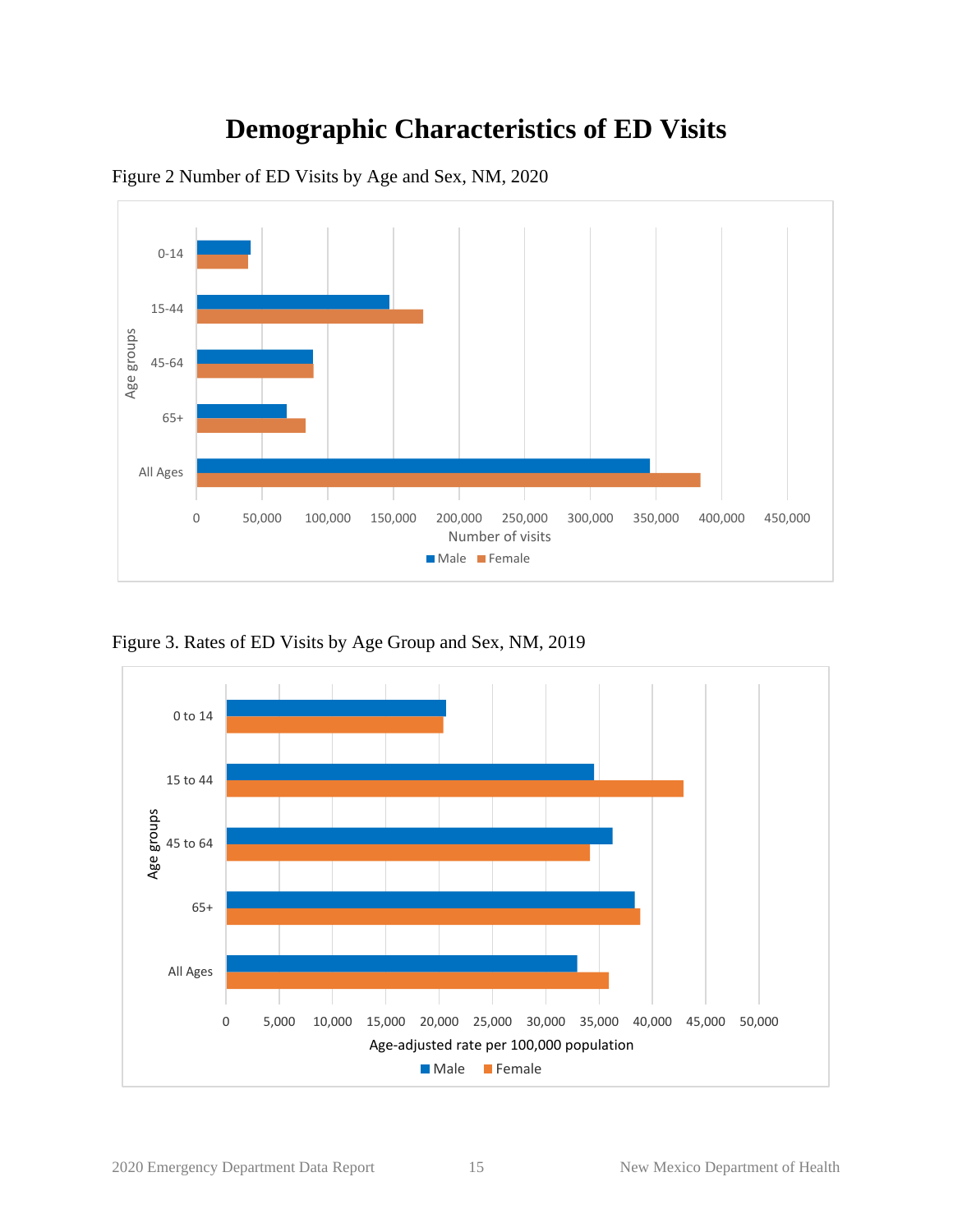# Demographic Characteristics of ED Visits

Figure 2 Number of ED Visits by Age and Sex, NM, 2020

Figure 3. Rates of ED Visits by Age Group and Sex, NM, 2019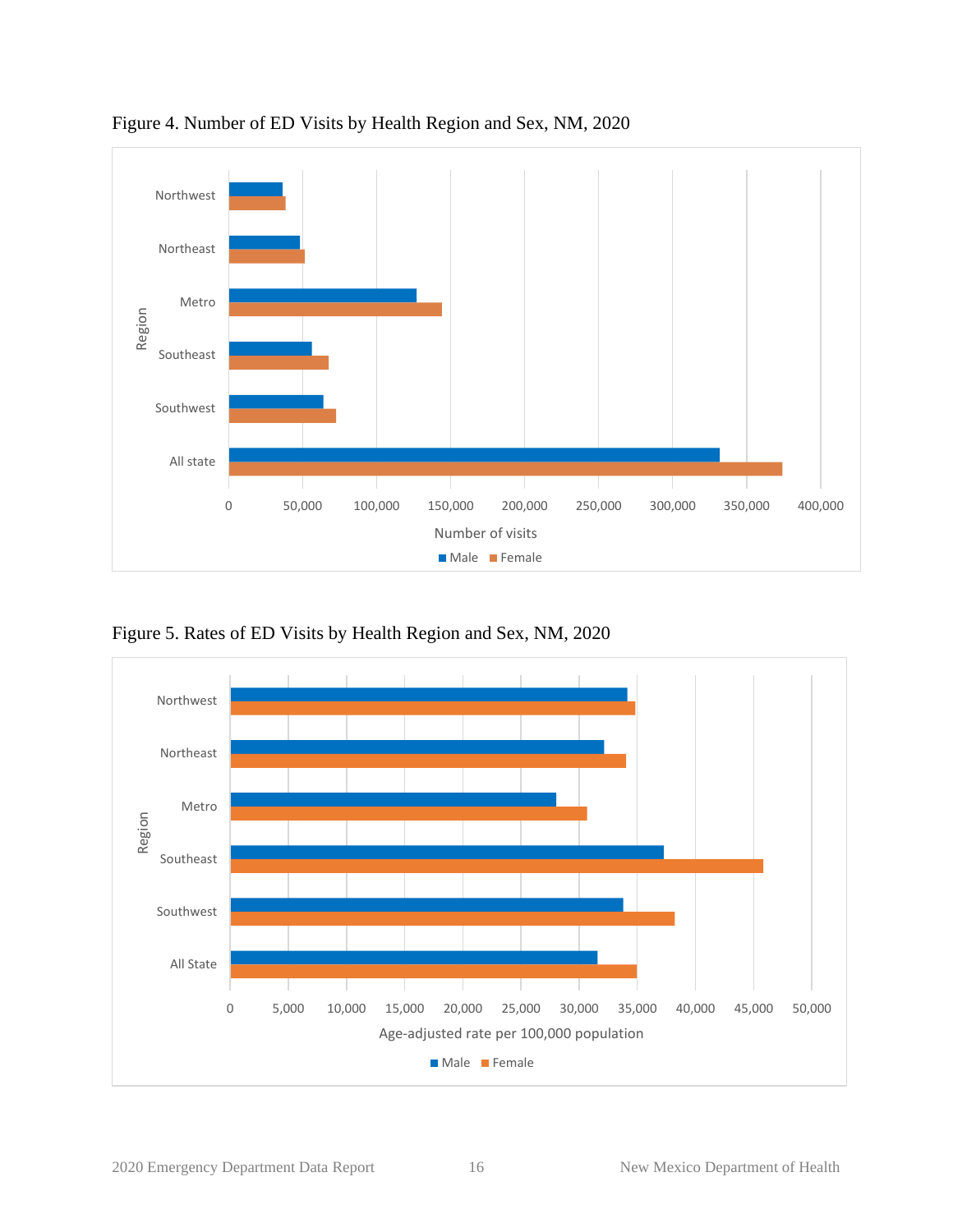Figure 4. Number of ED Visits by Health Region and Sex, NM, 2020

Figure 5. Rates of ED Visits by Health Region and Sex, NM, 2020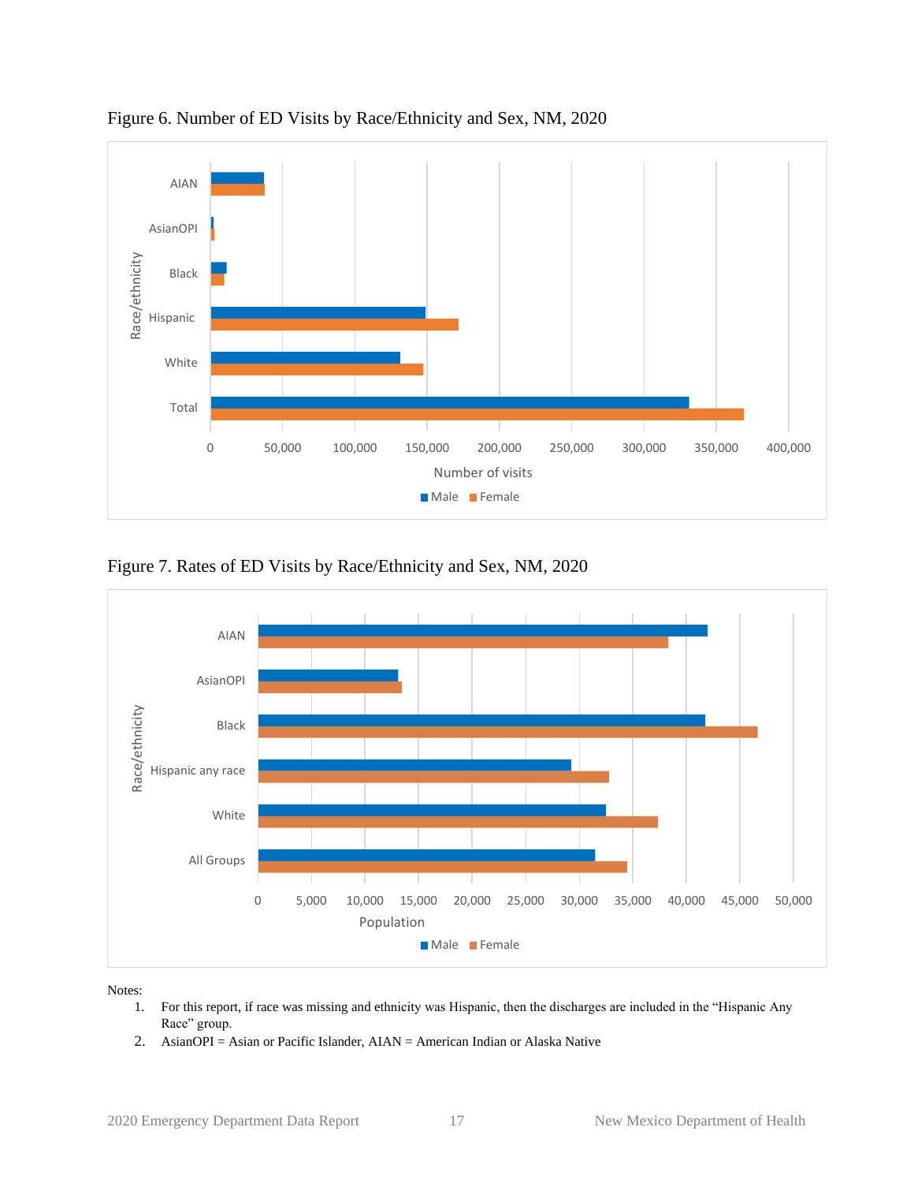Figure 6. Number of ED Visits by Race/Ethnicity and Sex, NM, 2020

Figure 7. Rates of ED Visits by Race/Ethnicity and Sex, NM, 2020

Notes:

1. For this report, if race was missing and ethnicity was Hispanic, then the discharges are included in the "Hispanic Any Race" group.
2. AsianOPI = Asian or Pacific Islander, AIAN = American Indian or Alaska Native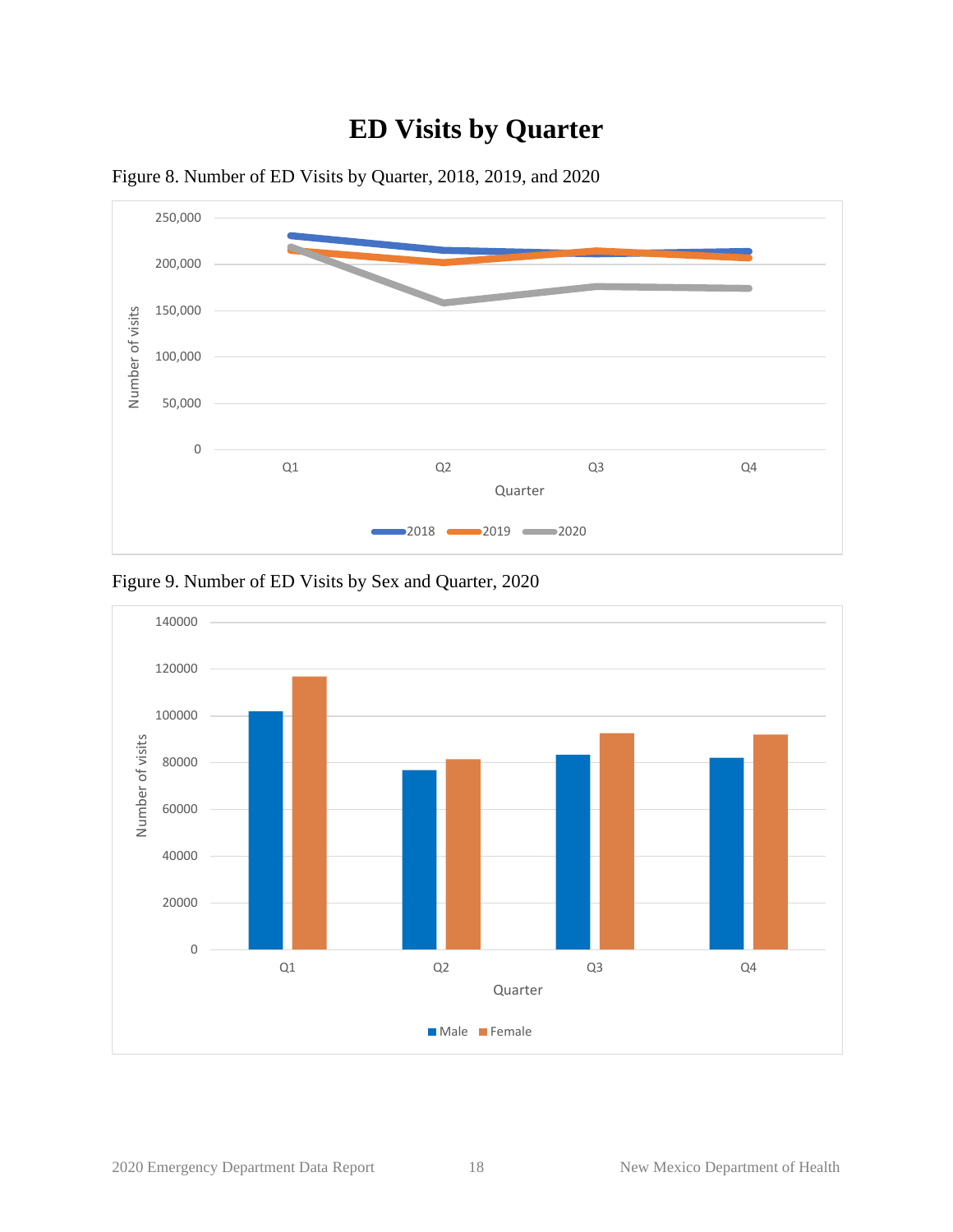# ED Visits by Quarter

Figure 8. Number of ED Visits by Quarter, 2018, 2019, and 2020

Figure 9. Number of ED Visits by Sex and Quarter, 2020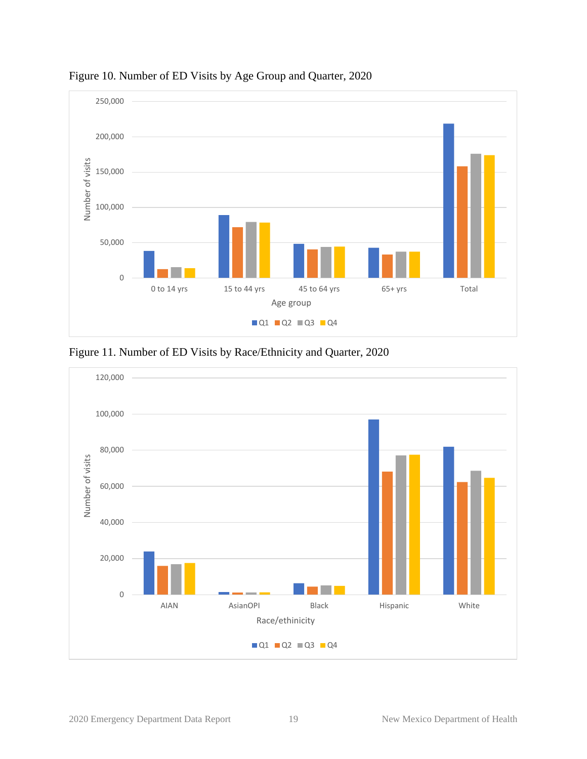Figure 10. Number of ED Visits by Age Group and Quarter, 2020

Figure 11. Number of ED Visits by Race/Ethnicity and Quarter, 2020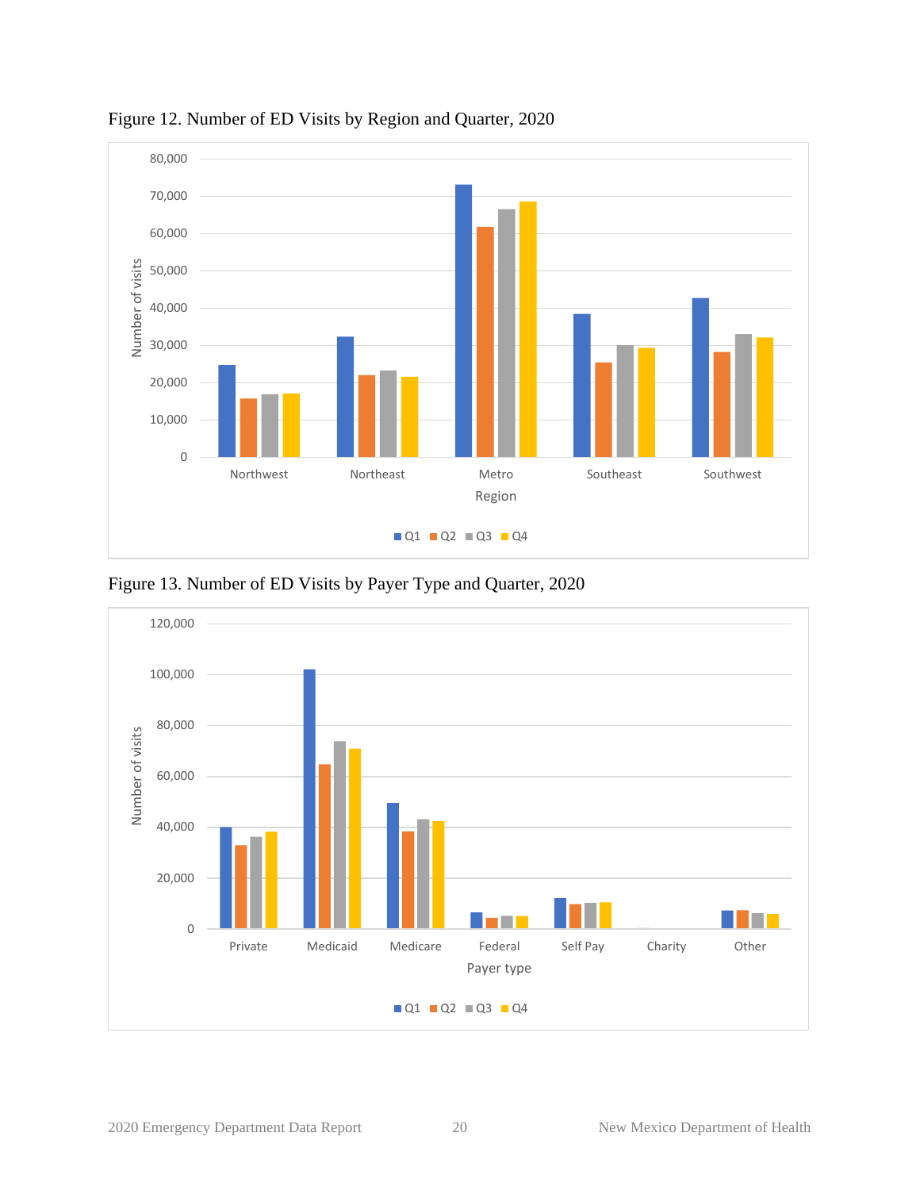Figure 12. Number of ED Visits by Region and Quarter, 2020

Figure 13. Number of ED Visits by Payer Type and Quarter, 2020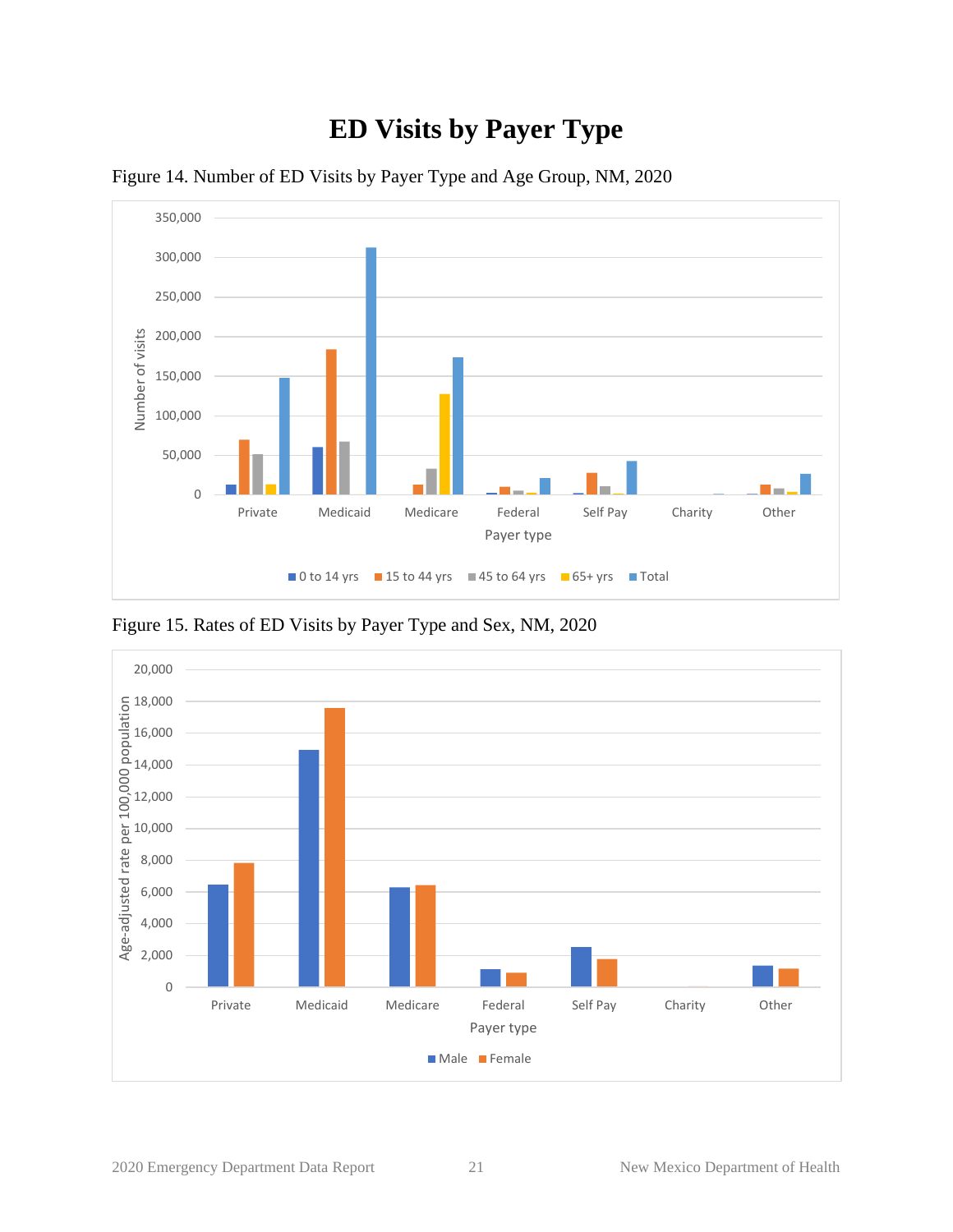# ED Visits by Payer Type

Figure 14. Number of ED Visits by Payer Type and Age Group, NM, 2020

Figure 15. Rates of ED Visits by Payer Type and Sex, NM, 2020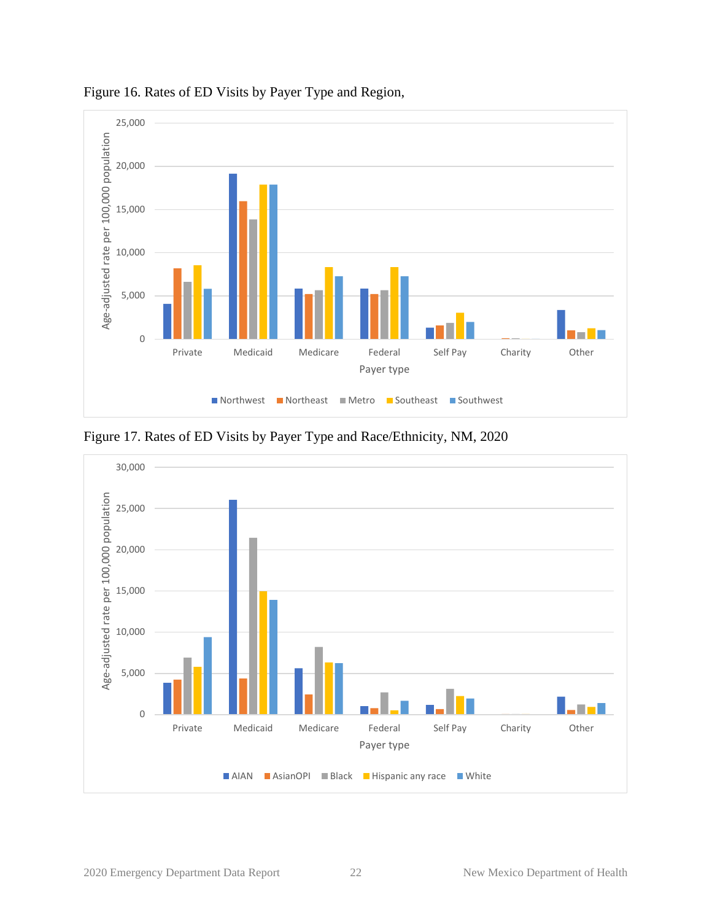Figure 16. Rates of ED Visits by Payer Type and Region,

Figure 17. Rates of ED Visits by Payer Type and Race/Ethnicity, NM, 2020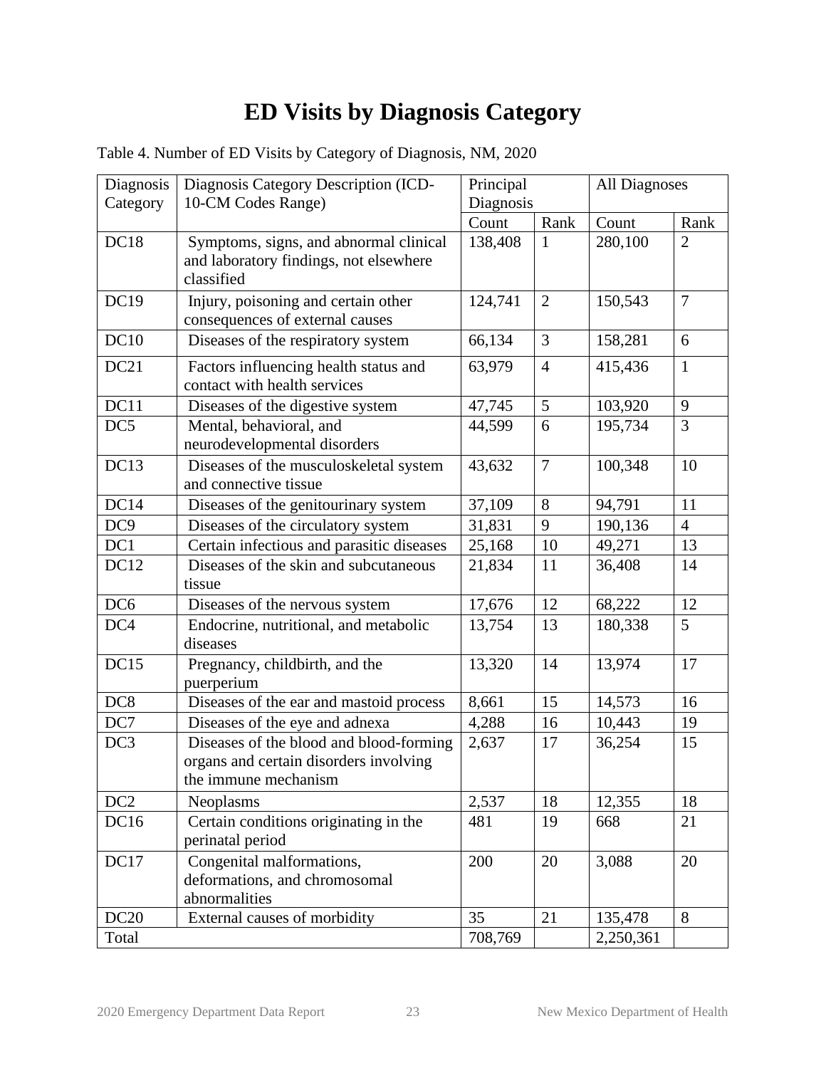# ED Visits by Diagnosis Category

Table 4. Number of ED Visits by Category of Diagnosis, NM, 2020

| Diagnosis Category | Diagnosis Category Description (ICD-10-CM Codes Range) | Principal Diagnosis | | All Diagnoses | |
|---|---|---|---|---|---|
| | | Count | Rank | Count | Rank |
| DC18 | Symptoms, signs, and abnormal clinical and laboratory findings, not elsewhere classified | 138,408 | 1 | 280,100 | 2 |
| DC19 | Injury, poisoning and certain other consequences of external causes | 124,741 | 2 | 150,543 | 7 |
| DC10 | Diseases of the respiratory system | 66,134 | 3 | 158,281 | 6 |
| DC21 | Factors influencing health status and contact with health services | 63,979 | 4 | 415,436 | 1 |
| DC11 | Diseases of the digestive system | 47,745 | 5 | 103,920 | 9 |
| DC5 | Mental, behavioral, and neurodevelopmental disorders | 44,599 | 6 | 195,734 | 3 |
| DC13 | Diseases of the musculoskeletal system and connective tissue | 43,632 | 7 | 100,348 | 10 |
| DC14 | Diseases of the genitourinary system | 37,109 | 8 | 94,791 | 11 |
| DC9 | Diseases of the circulatory system | 31,831 | 9 | 190,136 | 4 |
| DC1 | Certain infectious and parasitic diseases | 25,168 | 10 | 49,271 | 13 |
| DC12 | Diseases of the skin and subcutaneous tissue | 21,834 | 11 | 36,408 | 14 |
| DC6 | Diseases of the nervous system | 17,676 | 12 | 68,222 | 12 |
| DC4 | Endocrine, nutritional, and metabolic diseases | 13,754 | 13 | 180,338 | 5 |
| DC15 | Pregnancy, childbirth, and the puerperium | 13,320 | 14 | 13,974 | 17 |
| DC8 | Diseases of the ear and mastoid process | 8,661 | 15 | 14,573 | 16 |
| DC7 | Diseases of the eye and adnexa | 4,288 | 16 | 10,443 | 19 |
| DC3 | Diseases of the blood and blood-forming organs and certain disorders involving the immune mechanism | 2,637 | 17 | 36,254 | 15 |
| DC2 | Neoplasms | 2,537 | 18 | 12,355 | 18 |
| DC16 | Certain conditions originating in the perinatal period | 481 | 19 | 668 | 21 |
| DC17 | Congenital malformations, deformations, and chromosomal abnormalities | 200 | 20 | 3,088 | 20 |
| DC20 | External causes of morbidity | 35 | 21 | 135,478 | 8 |
| Total | | 708,769 | | 2,250,361 | |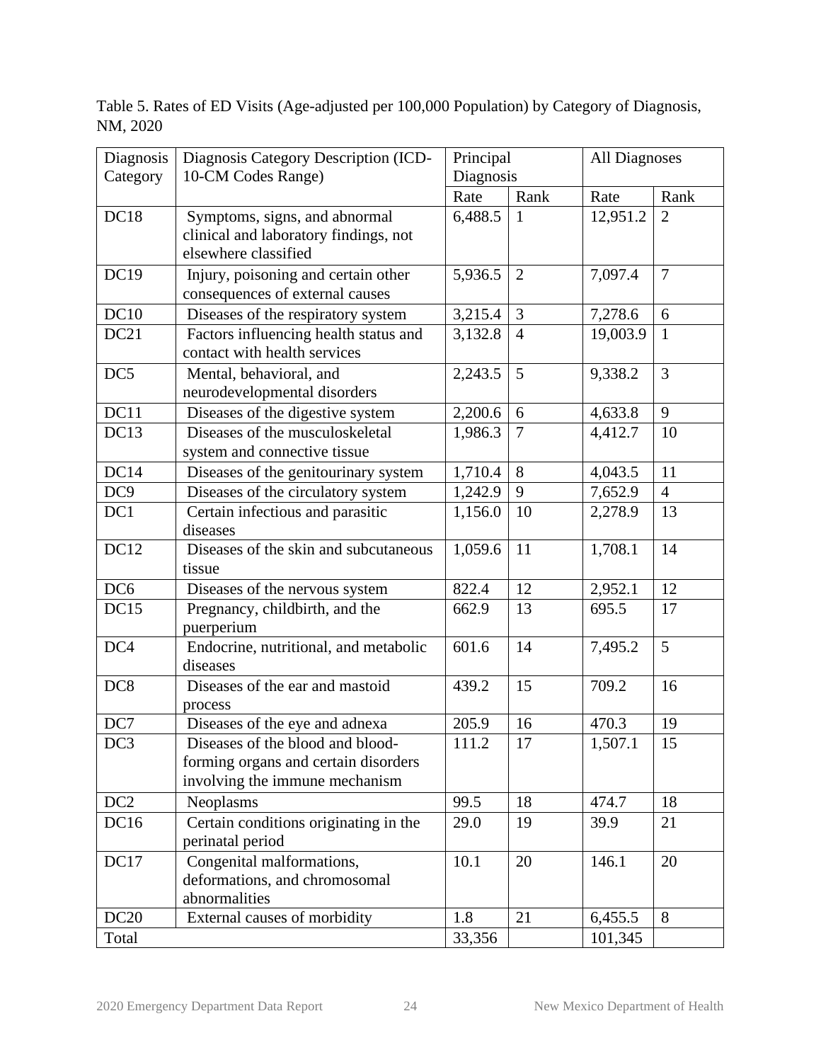Table 5. Rates of ED Visits (Age-adjusted per 100,000 Population) by Category of Diagnosis, NM, 2020

| Diagnosis Category | Diagnosis Category Description (ICD-10-CM Codes Range) | Principal Diagnosis | | All Diagnoses | |
|---|---|---|---|---|---|
| | | Rate | Rank | Rate | Rank |
| DC18 | Symptoms, signs, and abnormal clinical and laboratory findings, not elsewhere classified | 6,488.5 | 1 | 12,951.2 | 2 |
| DC19 | Injury, poisoning and certain other consequences of external causes | 5,936.5 | 2 | 7,097.4 | 7 |
| DC10 | Diseases of the respiratory system | 3,215.4 | 3 | 7,278.6 | 6 |
| DC21 | Factors influencing health status and contact with health services | 3,132.8 | 4 | 19,003.9 | 1 |
| DC5 | Mental, behavioral, and neurodevelopmental disorders | 2,243.5 | 5 | 9,338.2 | 3 |
| DC11 | Diseases of the digestive system | 2,200.6 | 6 | 4,633.8 | 9 |
| DC13 | Diseases of the musculoskeletal system and connective tissue | 1,986.3 | 7 | 4,412.7 | 10 |
| DC14 | Diseases of the genitourinary system | 1,710.4 | 8 | 4,043.5 | 11 |
| DC9 | Diseases of the circulatory system | 1,242.9 | 9 | 7,652.9 | 4 |
| DC1 | Certain infectious and parasitic diseases | 1,156.0 | 10 | 2,278.9 | 13 |
| DC12 | Diseases of the skin and subcutaneous tissue | 1,059.6 | 11 | 1,708.1 | 14 |
| DC6 | Diseases of the nervous system | 822.4 | 12 | 2,952.1 | 12 |
| DC15 | Pregnancy, childbirth, and the puerperium | 662.9 | 13 | 695.5 | 17 |
| DC4 | Endocrine, nutritional, and metabolic diseases | 601.6 | 14 | 7,495.2 | 5 |
| DC8 | Diseases of the ear and mastoid process | 439.2 | 15 | 709.2 | 16 |
| DC7 | Diseases of the eye and adnexa | 205.9 | 16 | 470.3 | 19 |
| DC3 | Diseases of the blood and blood-forming organs and certain disorders involving the immune mechanism | 111.2 | 17 | 1,507.1 | 15 |
| DC2 | Neoplasms | 99.5 | 18 | 474.7 | 18 |
| DC16 | Certain conditions originating in the perinatal period | 29.0 | 19 | 39.9 | 21 |
| DC17 | Congenital malformations, deformations, and chromosomal abnormalities | 10.1 | 20 | 146.1 | 20 |
| DC20 | External causes of morbidity | 1.8 | 21 | 6,455.5 | 8 |
| Total | | 33,356 | | 101,345 | |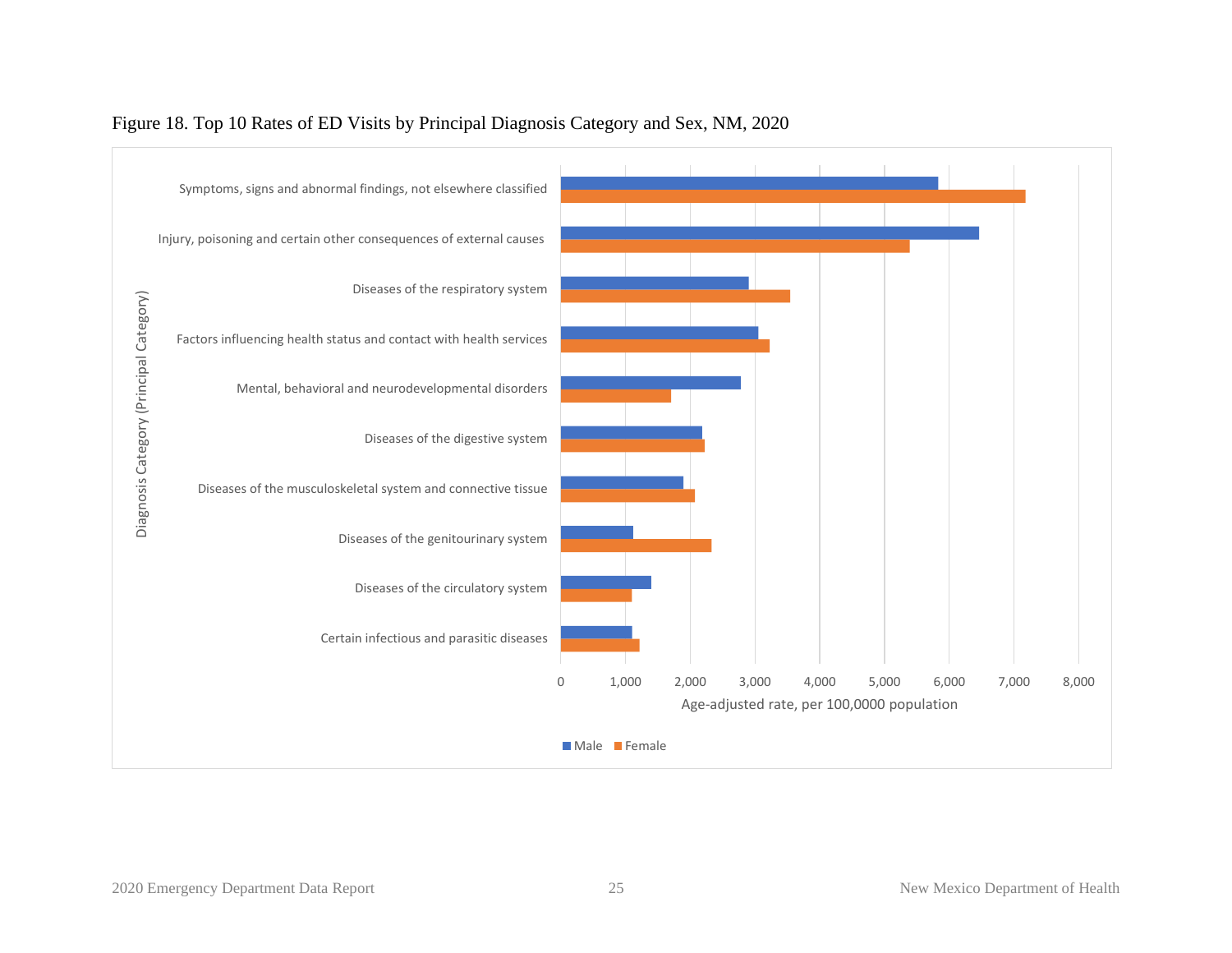Figure 18. Top 10 Rates of ED Visits by Principal Diagnosis Category and Sex, NM, 2020

| Diagnosis Category (Principal Category) | Male | Female |
| --- | --- | --- |
| Symptoms, signs and abnormal findings, not elsewhere classified | ~5,830 | ~7,180 |
| Injury, poisoning and certain other consequences of external causes | ~6,460 | ~5,390 |
| Diseases of the respiratory system | ~2,900 | ~3,540 |
| Factors influencing health status and contact with health services | ~3,050 | ~3,230 |
| Mental, behavioral and neurodevelopmental disorders | ~2,780 | ~1,700 |
| Diseases of the digestive system | ~2,180 | ~2,220 |
| Diseases of the musculoskeletal system and connective tissue | ~1,890 | ~2,070 |
| Diseases of the genitourinary system | ~1,120 | ~2,330 |
| Diseases of the circulatory system | ~1,400 | ~1,100 |
| Certain infectious and parasitic diseases | ~1,100 | ~1,220 |

Age-adjusted rate, per 100,0000 population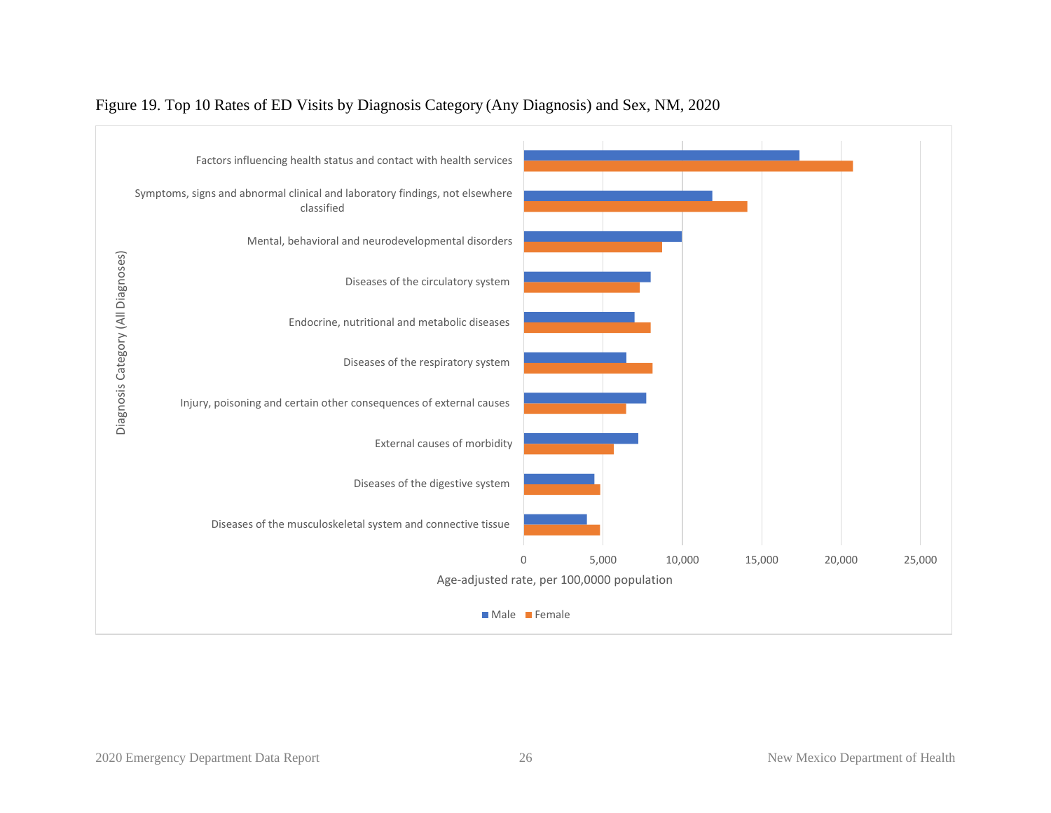Figure 19. Top 10 Rates of ED Visits by Diagnosis Category (Any Diagnosis) and Sex, NM, 2020

Diagnosis Category (All Diagnoses)

- Factors influencing health status and contact with health services
- Symptoms, signs and abnormal clinical and laboratory findings, not elsewhere classified
- Mental, behavioral and neurodevelopmental disorders
- Diseases of the circulatory system
- Endocrine, nutritional and metabolic diseases
- Diseases of the respiratory system
- Injury, poisoning and certain other consequences of external causes
- External causes of morbidity
- Diseases of the digestive system
- Diseases of the musculoskeletal system and connective tissue

0 | 5,000 | 10,000 | 15,000 | 20,000 | 25,000

Age-adjusted rate, per 100,0000 population

Male | Female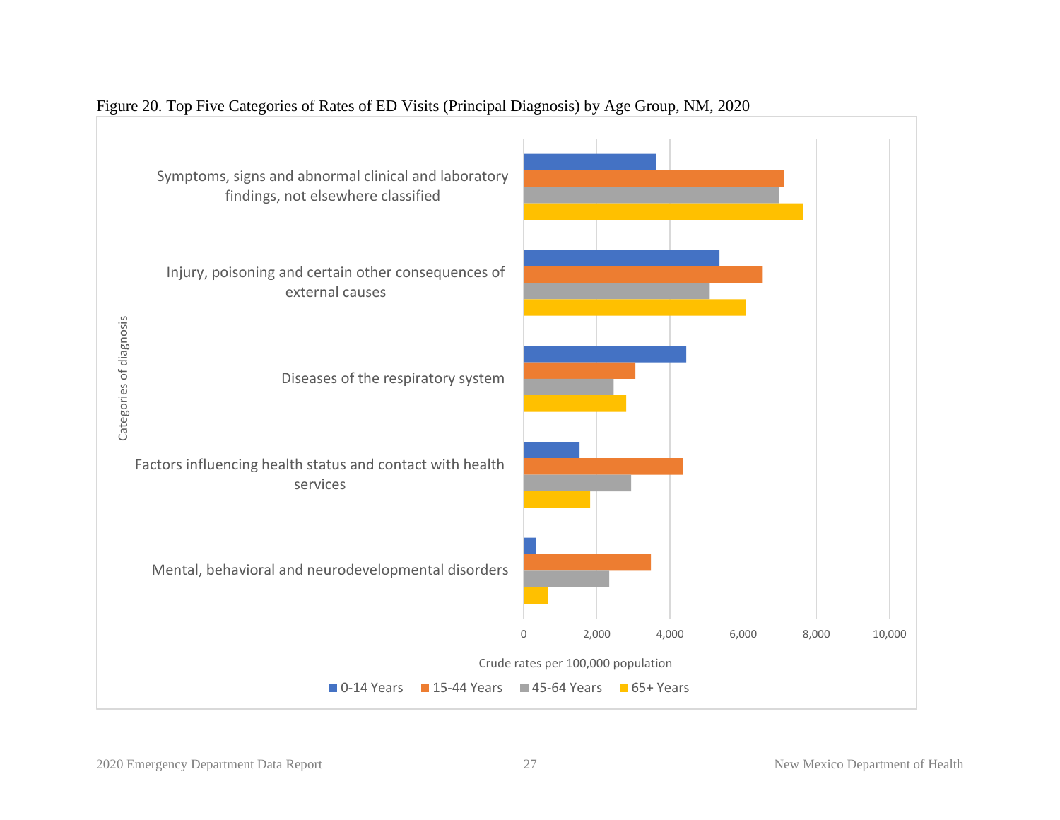Figure 20. Top Five Categories of Rates of ED Visits (Principal Diagnosis) by Age Group, NM, 2020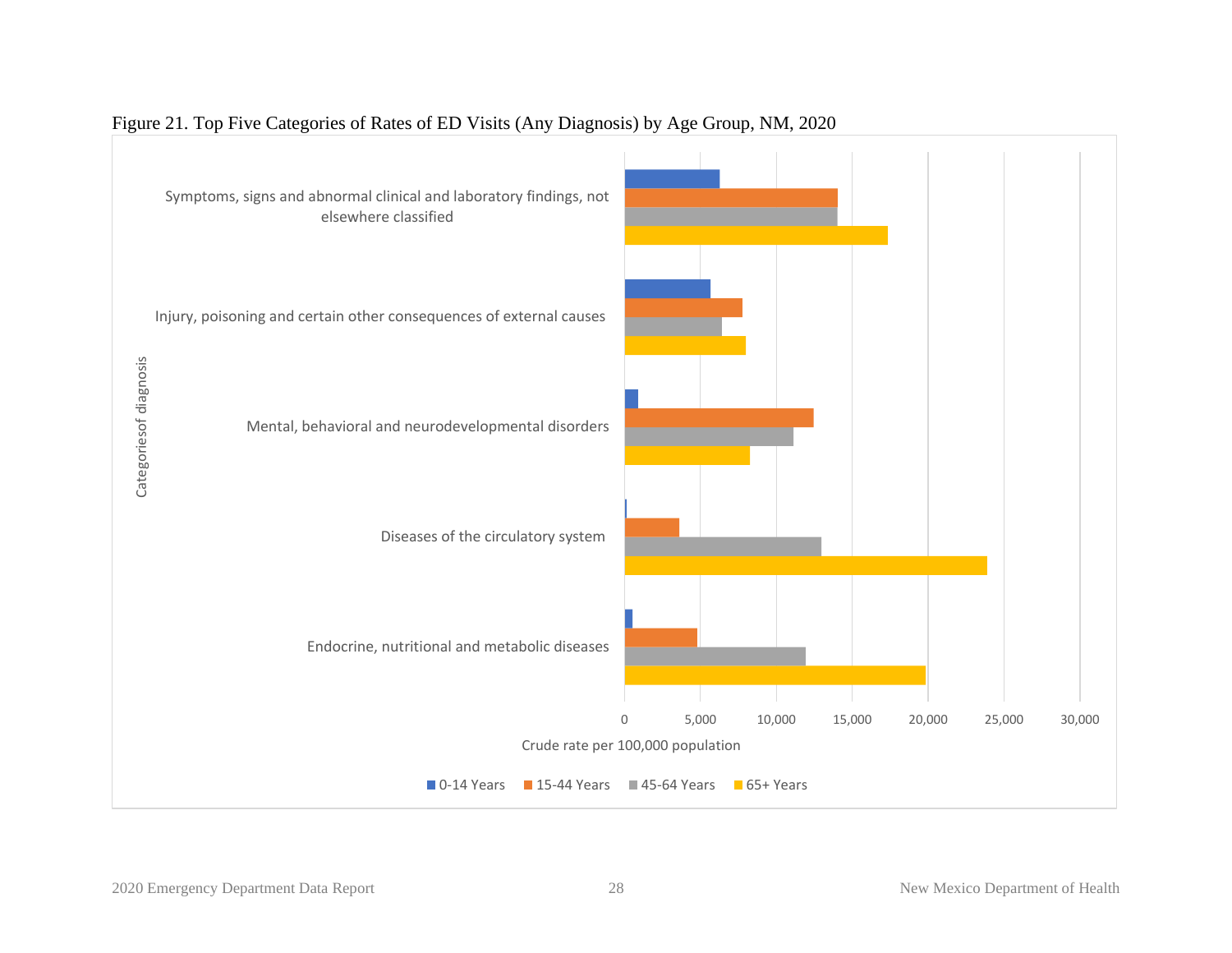Figure 21. Top Five Categories of Rates of ED Visits (Any Diagnosis) by Age Group, NM, 2020

Categoriesof diagnosis

- Symptoms, signs and abnormal clinical and laboratory findings, not elsewhere classified
- Injury, poisoning and certain other consequences of external causes
- Mental, behavioral and neurodevelopmental disorders
- Diseases of the circulatory system
- Endocrine, nutritional and metabolic diseases

0 5,000 10,000 15,000 20,000 25,000 30,000

Crude rate per 100,000 population

■ 0-14 Years ■ 15-44 Years ■ 45-64 Years ■ 65+ Years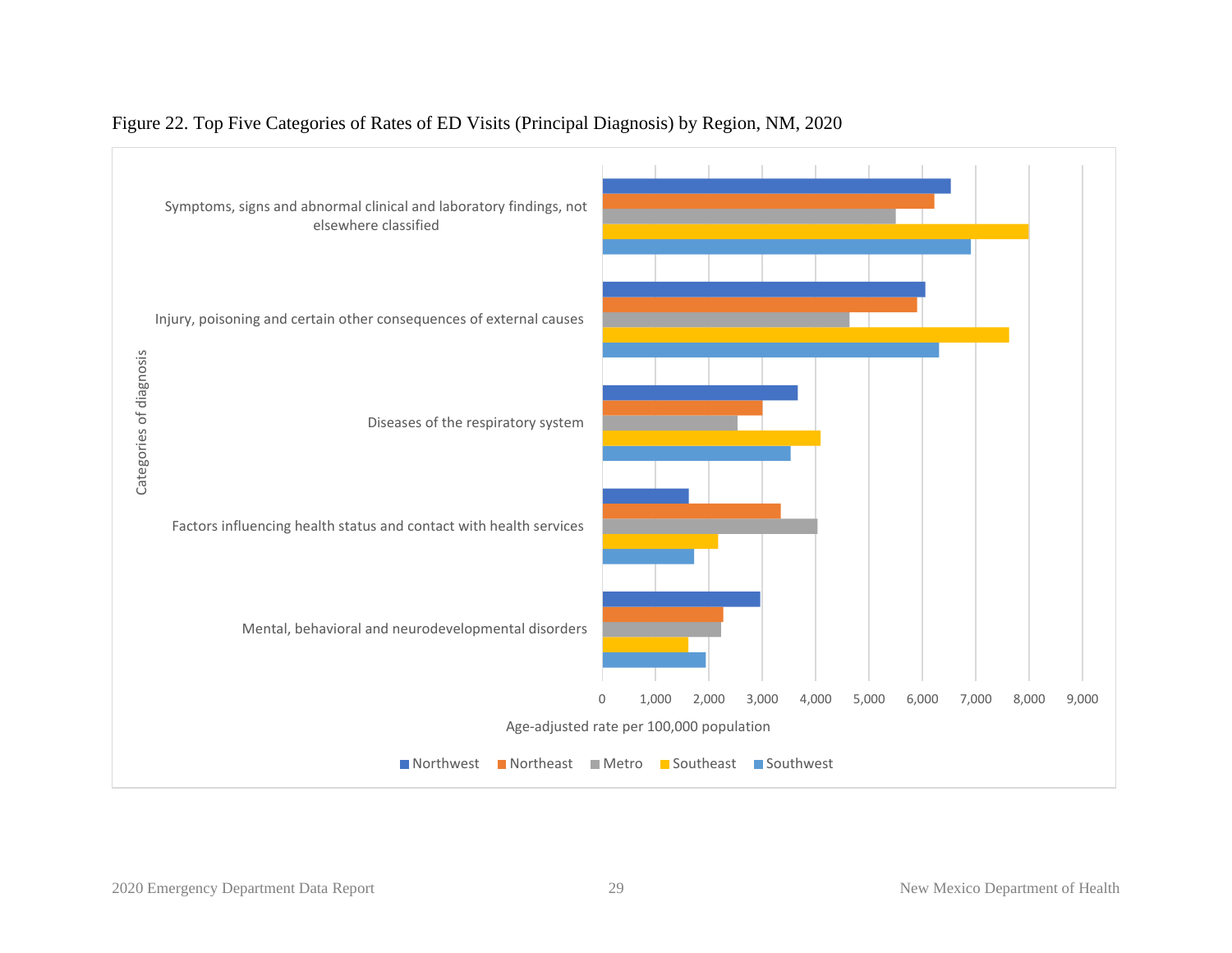Figure 22. Top Five Categories of Rates of ED Visits (Principal Diagnosis) by Region, NM, 2020

Categories of diagnosis

Symptoms, signs and abnormal clinical and laboratory findings, not elsewhere classified

Injury, poisoning and certain other consequences of external causes

Diseases of the respiratory system

Factors influencing health status and contact with health services

Mental, behavioral and neurodevelopmental disorders

0 1,000 2,000 3,000 4,000 5,000 6,000 7,000 8,000 9,000

Age-adjusted rate per 100,000 population

Northwest Northeast Metro Southeast Southwest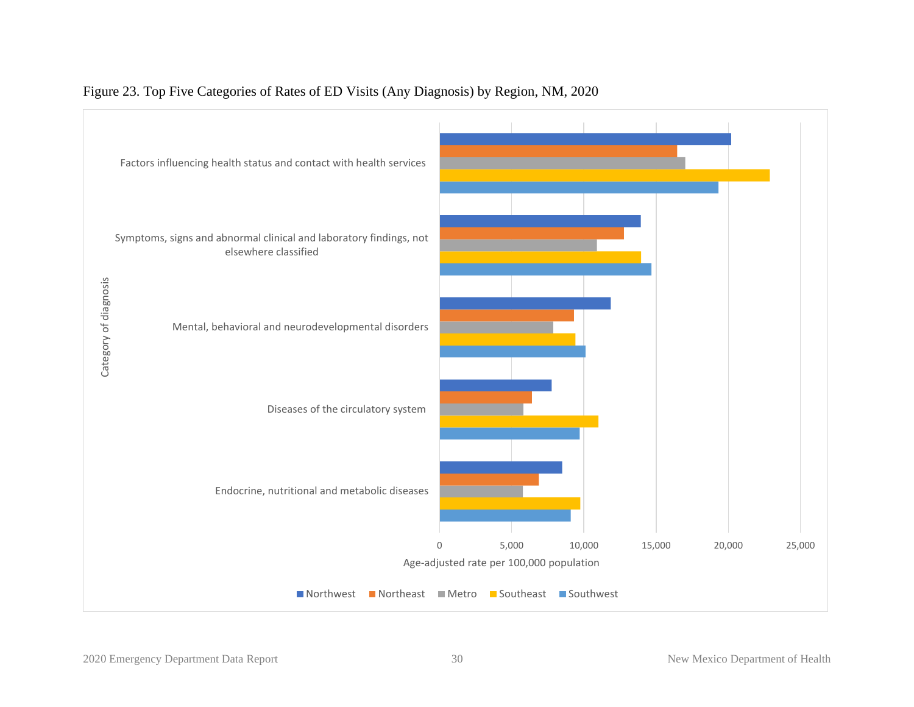Figure 23. Top Five Categories of Rates of ED Visits (Any Diagnosis) by Region, NM, 2020

Category of diagnosis

- Factors influencing health status and contact with health services
- Symptoms, signs and abnormal clinical and laboratory findings, not elsewhere classified
- Mental, behavioral and neurodevelopmental disorders
- Diseases of the circulatory system
- Endocrine, nutritional and metabolic diseases

0 | 5,000 | 10,000 | 15,000 | 20,000 | 25,000

Age-adjusted rate per 100,000 population

Northwest | Northeast | Metro | Southeast | Southwest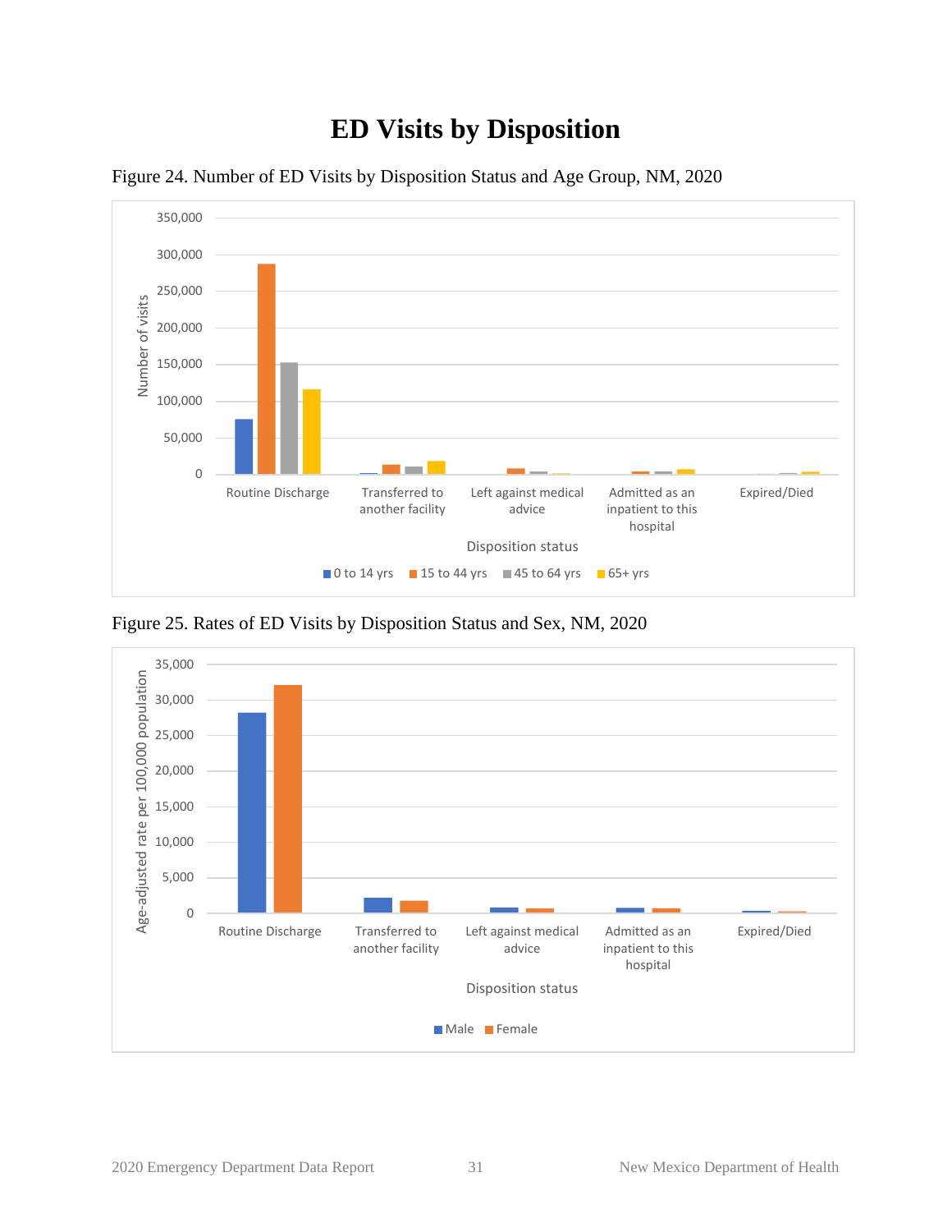# ED Visits by Disposition

Figure 24. Number of ED Visits by Disposition Status and Age Group, NM, 2020

Figure 25. Rates of ED Visits by Disposition Status and Sex, NM, 2020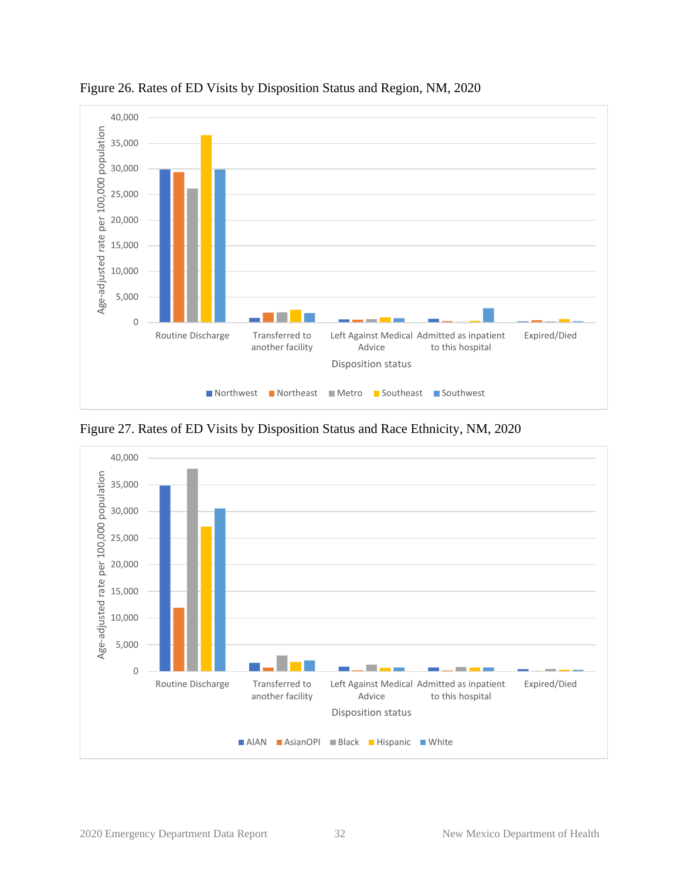Figure 26. Rates of ED Visits by Disposion Status and Region, NM, 2020

Figure 27. Rates of ED Visits by Disposition Status and Race Ethnicity, NM, 2020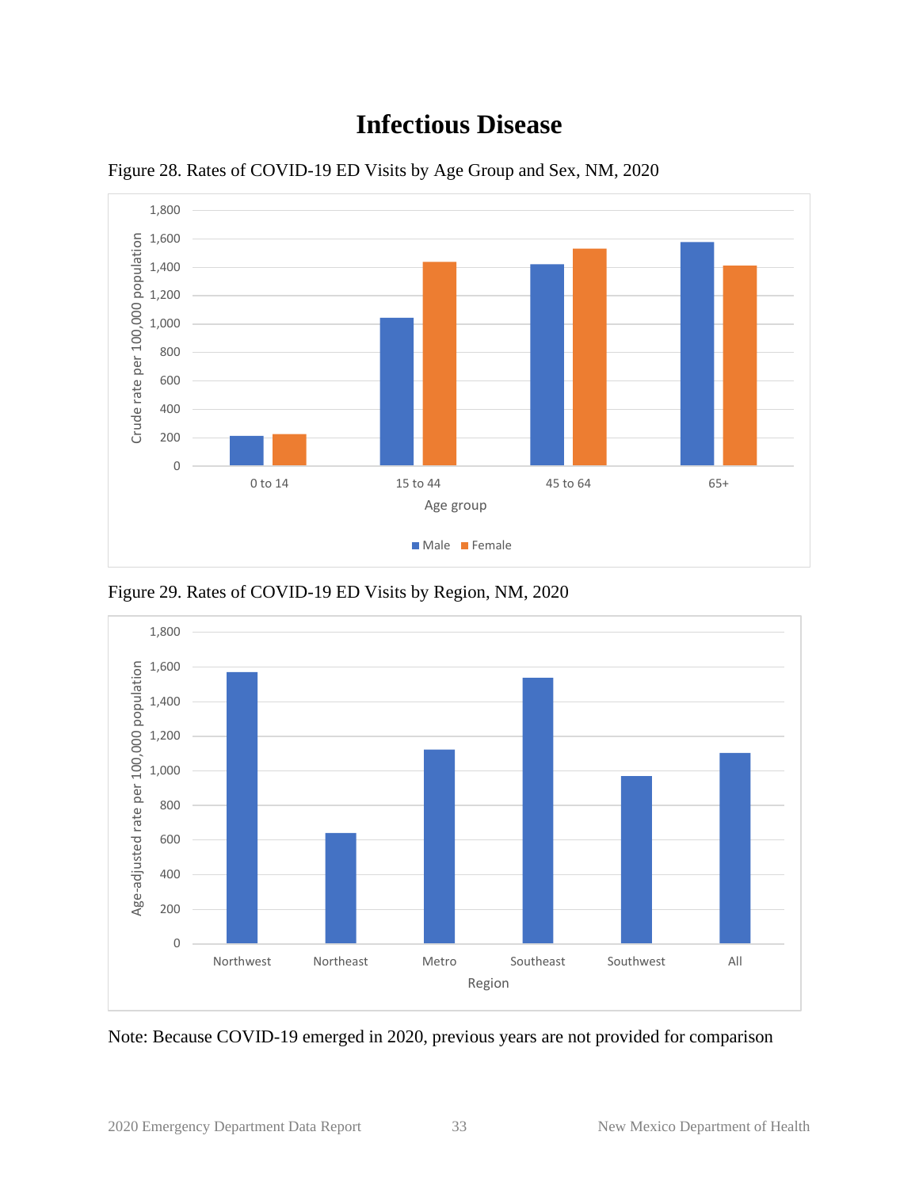# Infectious Disease

Figure 28. Rates of COVID-19 ED Visits by Age Group and Sex, NM, 2020

Figure 29. Rates of COVID-19 ED Visits by Region, NM, 2020

Note: Because COVID-19 emerged in 2020, previous years are not provided for comparison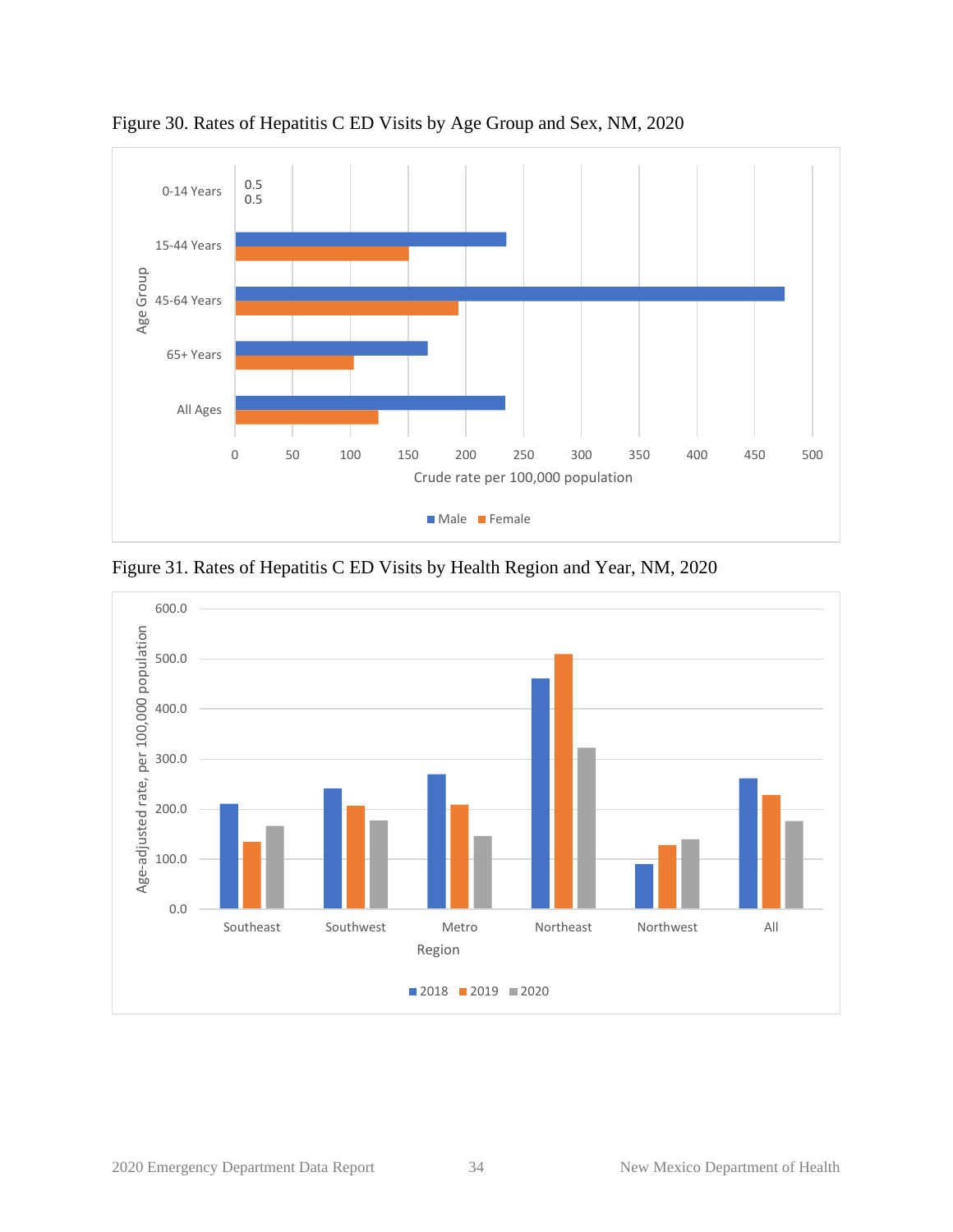Figure 30. Rates of Hepatitis C ED Visits by Age Group and Sex, NM, 2020

Figure 31. Rates of Hepatitis C ED Visits by Health Region and Year, NM, 2020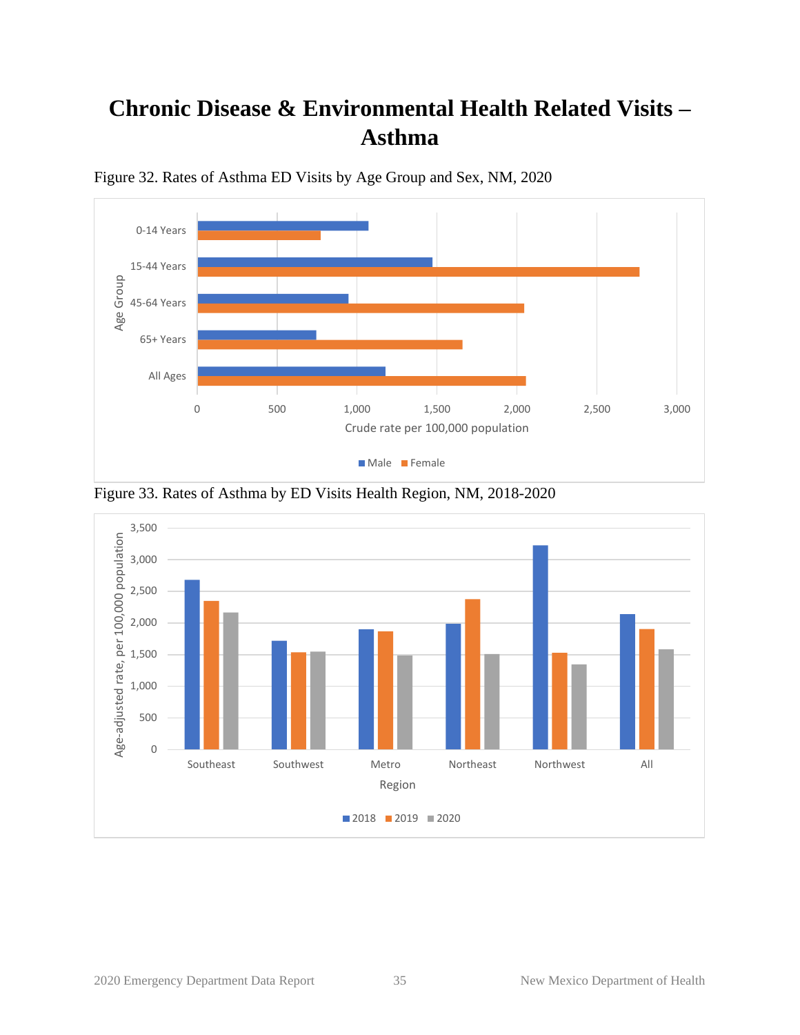# Chronic Disease & Environmental Health Related Visits – Asthma

Figure 32. Rates of Asthma ED Visits by Age Group and Sex, NM, 2020

Figure 33. Rates of Asthma by ED Visits Health Region, NM, 2018-2020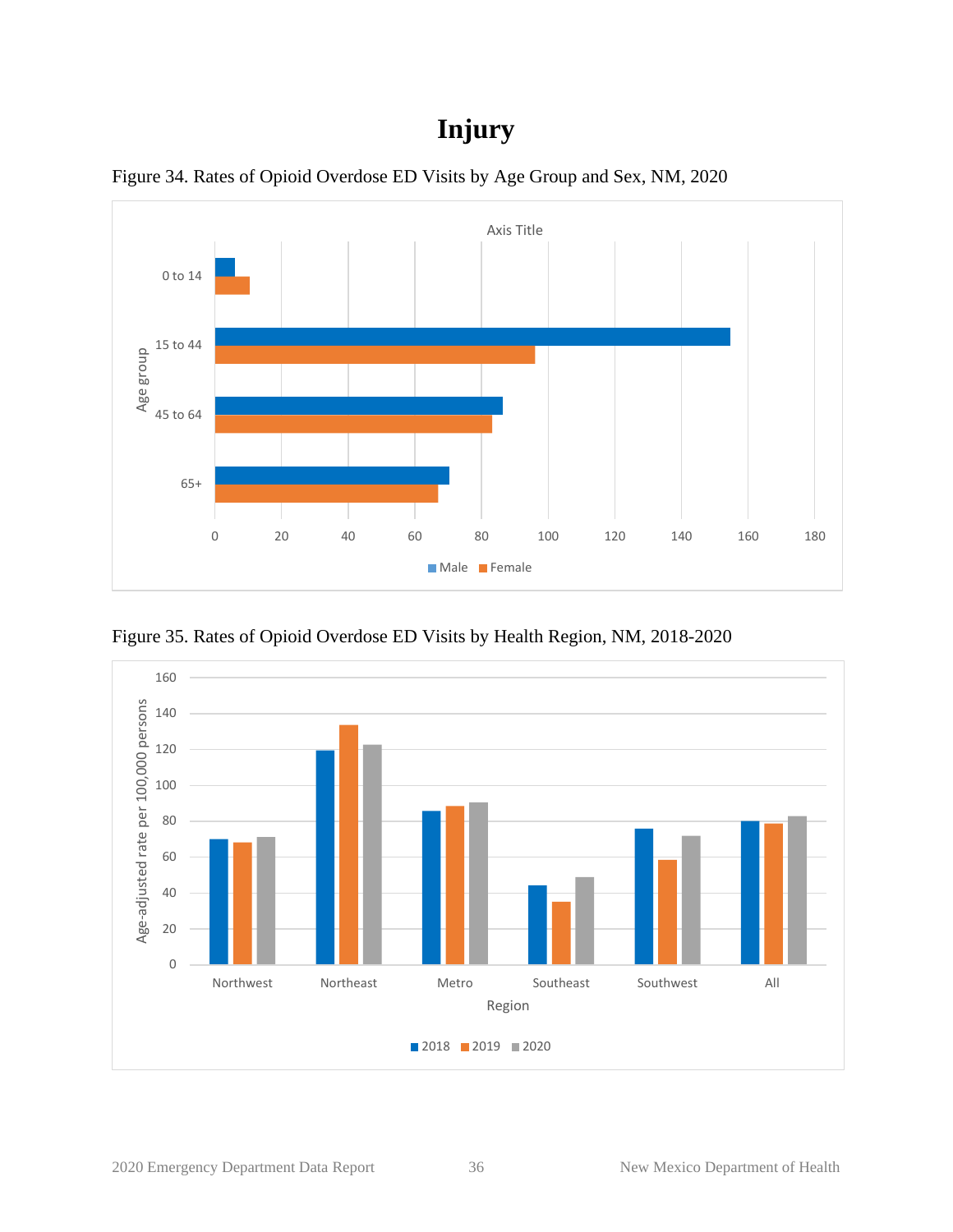# Injury

Figure 34. Rates of Opioid Overdose ED Visits by Age Group and Sex, NM, 2020

Figure 35. Rates of Opioid Overdose ED Visits by Health Region, NM, 2018-2020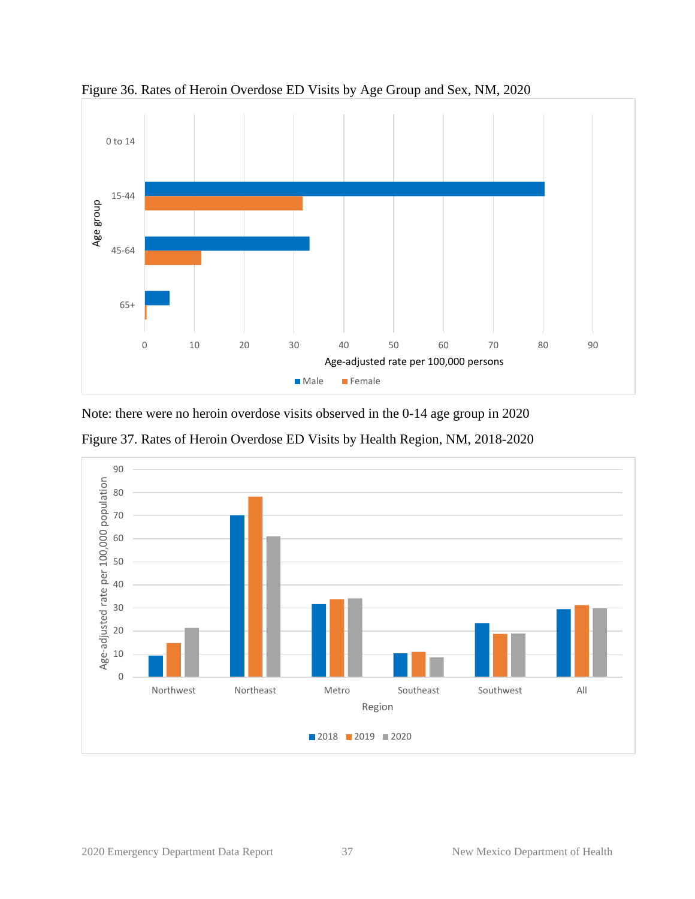Figure 36. Rates of Heroin Overdose ED Visits by Age Group and Sex, NM, 2020

Note: there were no heroin overdose visits observed in the 0-14 age group in 2020

Figure 37. Rates of Heroin Overdose ED Visits by Health Region, NM, 2018-2020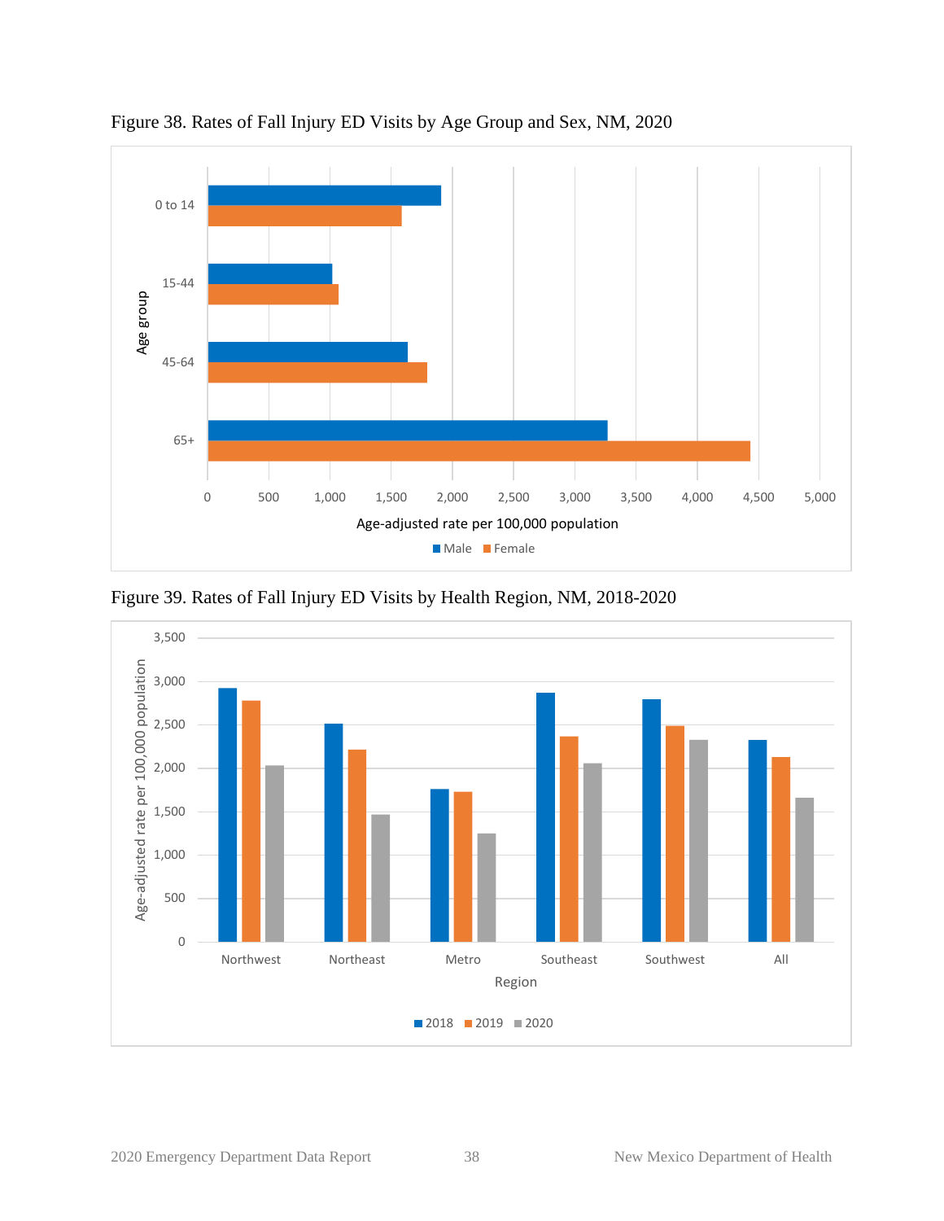Figure 38. Rates of Fall Injury ED Visits by Age Group and Sex, NM, 2020

Figure 39. Rates of Fall Injury ED Visits by Health Region, NM, 2018-2020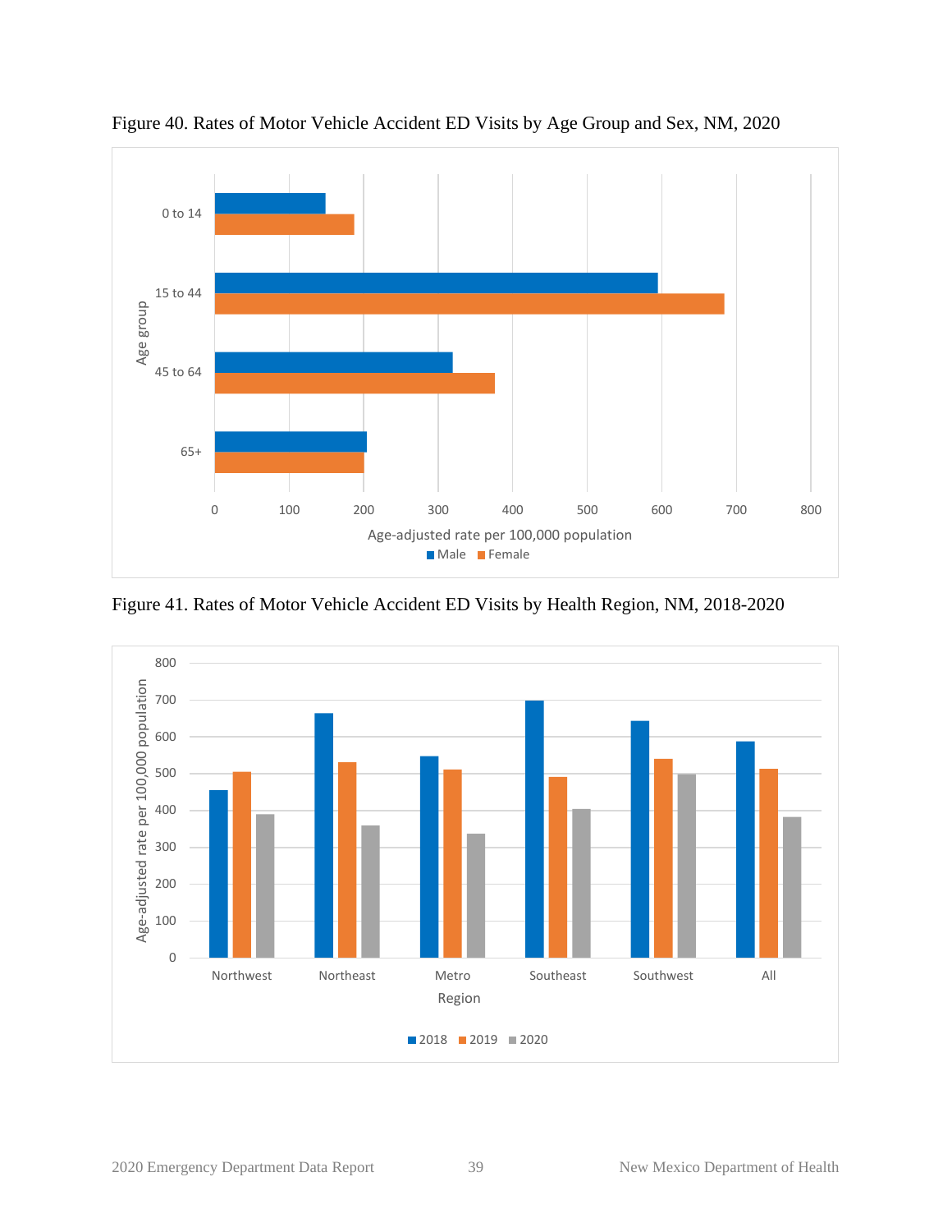Figure 40. Rates of Motor Vehicle Accident ED Visits by Age Group and Sex, NM, 2020

Figure 41. Rates of Motor Vehicle Accident ED Visits by Health Region, NM, 2018-2020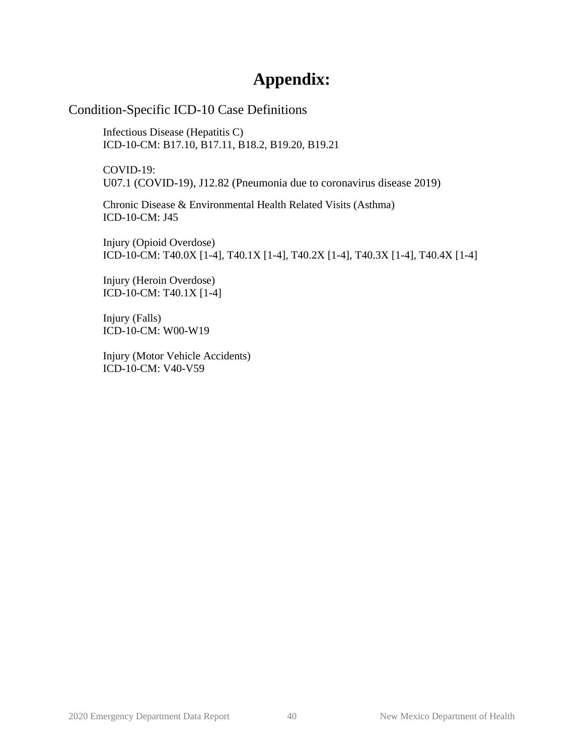# Appendix:

## Condition-Specific ICD-10 Case Definitions

Infectious Disease (Hepatitis C)
ICD-10-CM: B17.10, B17.11, B18.2, B19.20, B19.21

COVID-19:
U07.1 (COVID-19), J12.82 (Pneumonia due to coronavirus disease 2019)

Chronic Disease & Environmental Health Related Visits (Asthma)
ICD-10-CM: J45

Injury (Opioid Overdose)
ICD-10-CM: T40.0X [1-4], T40.1X [1-4], T40.2X [1-4], T40.3X [1-4], T40.4X [1-4]

Injury (Heroin Overdose)
ICD-10-CM: T40.1X [1-4]

Injury (Falls)
ICD-10-CM: W00-W19

Injury (Motor Vehicle Accidents)
ICD-10-CM: V40-V59